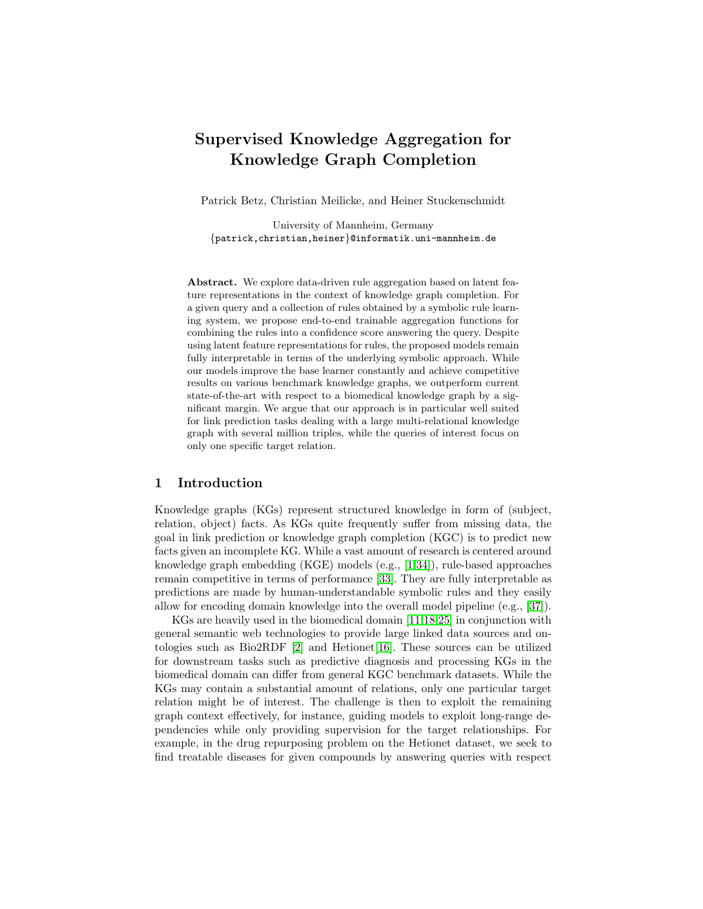# Supervised Knowledge Aggregation for Knowledge Graph Completion

Patrick Betz, Christian Meilicke, and Heiner Stuckenschmidt

University of Mannheim, Germany
{patrick,christian,heiner}@informatik.uni-mannheim.de

**Abstract.** We explore data-driven rule aggregation based on latent feature representations in the context of knowledge graph completion. For a given query and a collection of rules obtained by a symbolic rule learning system, we propose end-to-end trainable aggregation functions for combining the rules into a confidence score answering the query. Despite using latent feature representations for rules, the proposed models remain fully interpretable in terms of the underlying symbolic approach. While our models improve the base learner constantly and achieve competitive results on various benchmark knowledge graphs, we outperform current state-of-the-art with respect to a biomedical knowledge graph by a significant margin. We argue that our approach is in particular well suited for link prediction tasks dealing with a large multi-relational knowledge graph with several million triples, while the queries of interest focus on only one specific target relation.

## 1 Introduction

Knowledge graphs (KGs) represent structured knowledge in form of (subject, relation, object) facts. As KGs quite frequently suffer from missing data, the goal in link prediction or knowledge graph completion (KGC) is to predict new facts given an incomplete KG. While a vast amount of research is centered around knowledge graph embedding (KGE) models (e.g., [1,34]), rule-based approaches remain competitive in terms of performance [33]. They are fully interpretable as predictions are made by human-understandable symbolic rules and they easily allow for encoding domain knowledge into the overall model pipeline (e.g., [37]).

KGs are heavily used in the biomedical domain [11,18,25] in conjunction with general semantic web technologies to provide large linked data sources and ontologies such as Bio2RDF [2] and Hetionet[16]. These sources can be utilized for downstream tasks such as predictive diagnosis and processing KGs in the biomedical domain can differ from general KGC benchmark datasets. While the KGs may contain a substantial amount of relations, only one particular target relation might be of interest. The challenge is then to exploit the remaining graph context effectively, for instance, guiding models to exploit long-range dependencies while only providing supervision for the target relationships. For example, in the drug repurposing problem on the Hetionet dataset, we seek to find treatable diseases for given compounds by answering queries with respect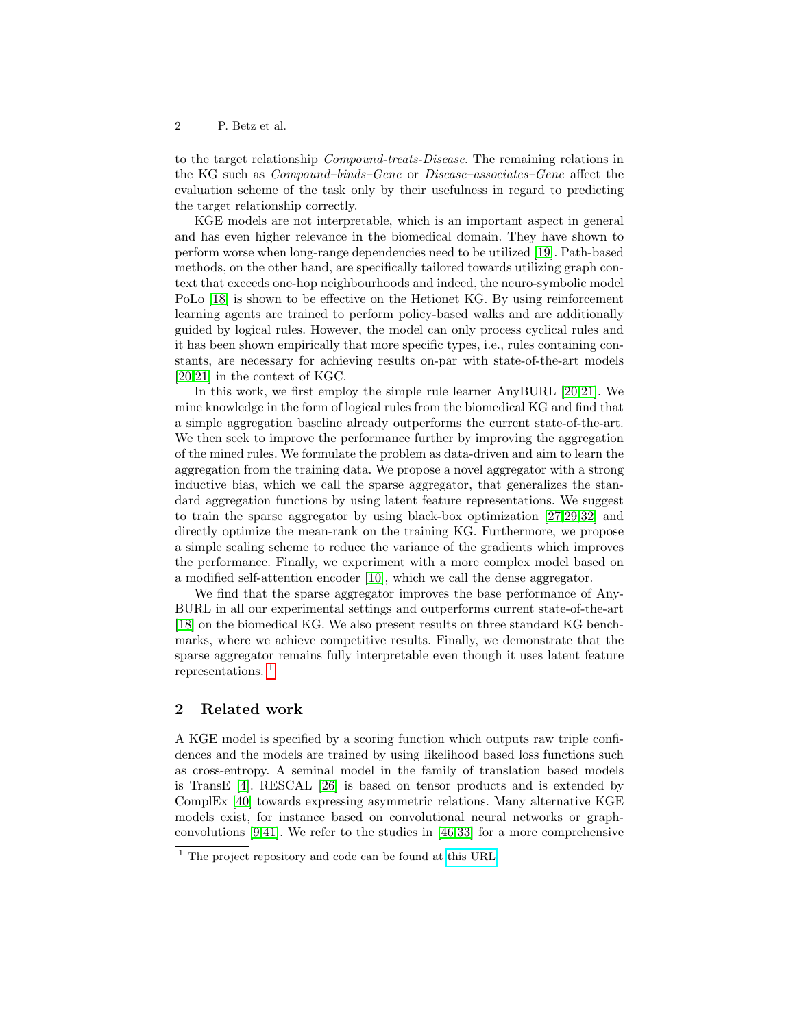to the target relationship *Compound-treats-Disease*. The remaining relations in the KG such as *Compound–binds–Gene* or *Disease–associates–Gene* affect the evaluation scheme of the task only by their usefulness in regard to predicting the target relationship correctly.

KGE models are not interpretable, which is an important aspect in general and has even higher relevance in the biomedical domain. They have shown to perform worse when long-range dependencies need to be utilized [19]. Path-based methods, on the other hand, are specifically tailored towards utilizing graph context that exceeds one-hop neighbourhoods and indeed, the neuro-symbolic model PoLo [18] is shown to be effective on the Hetionet KG. By using reinforcement learning agents are trained to perform policy-based walks and are additionally guided by logical rules. However, the model can only process cyclical rules and it has been shown empirically that more specific types, i.e., rules containing constants, are necessary for achieving results on-par with state-of-the-art models [20,21] in the context of KGC.

In this work, we first employ the simple rule learner AnyBURL [20,21]. We mine knowledge in the form of logical rules from the biomedical KG and find that a simple aggregation baseline already outperforms the current state-of-the-art. We then seek to improve the performance further by improving the aggregation of the mined rules. We formulate the problem as data-driven and aim to learn the aggregation from the training data. We propose a novel aggregator with a strong inductive bias, which we call the sparse aggregator, that generalizes the standard aggregation functions by using latent feature representations. We suggest to train the sparse aggregator by using black-box optimization [27,29,32] and directly optimize the mean-rank on the training KG. Furthermore, we propose a simple scaling scheme to reduce the variance of the gradients which improves the performance. Finally, we experiment with a more complex model based on a modified self-attention encoder [10], which we call the dense aggregator.

We find that the sparse aggregator improves the base performance of AnyBURL in all our experimental settings and outperforms current state-of-the-art [18] on the biomedical KG. We also present results on three standard KG benchmarks, where we achieve competitive results. Finally, we demonstrate that the sparse aggregator remains fully interpretable even though it uses latent feature representations. [1]

## 2 Related work

A KGE model is specified by a scoring function which outputs raw triple confidences and the models are trained by using likelihood based loss functions such as cross-entropy. A seminal model in the family of translation based models is TransE [4]. RESCAL [26] is based on tensor products and is extended by ComplEx [40] towards expressing asymmetric relations. Many alternative KGE models exist, for instance based on convolutional neural networks or graph-convolutions [9,41]. We refer to the studies in [46,33] for a more comprehensive

[1] The project repository and code can be found at this URL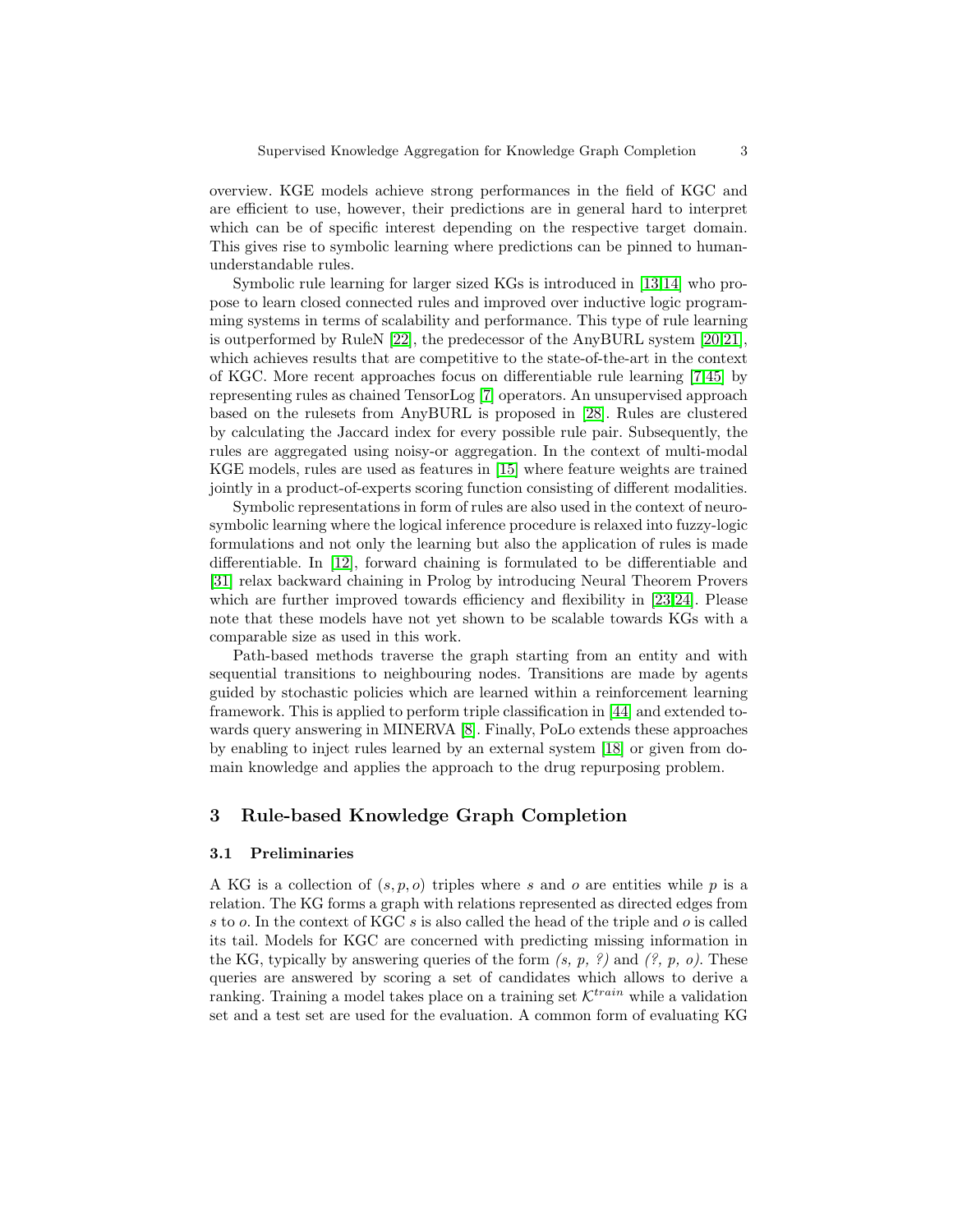overview. KGE models achieve strong performances in the field of KGC and are efficient to use, however, their predictions are in general hard to interpret which can be of specific interest depending on the respective target domain. This gives rise to symbolic learning where predictions can be pinned to human-understandable rules.

Symbolic rule learning for larger sized KGs is introduced in [13,14] who propose to learn closed connected rules and improved over inductive logic programming systems in terms of scalability and performance. This type of rule learning is outperformed by RuleN [22], the predecessor of the AnyBURL system [20,21], which achieves results that are competitive to the state-of-the-art in the context of KGC. More recent approaches focus on differentiable rule learning [7,45] by representing rules as chained TensorLog [7] operators. An unsupervised approach based on the rulesets from AnyBURL is proposed in [28]. Rules are clustered by calculating the Jaccard index for every possible rule pair. Subsequently, the rules are aggregated using noisy-or aggregation. In the context of multi-modal KGE models, rules are used as features in [15] where feature weights are trained jointly in a product-of-experts scoring function consisting of different modalities.

Symbolic representations in form of rules are also used in the context of neuro-symbolic learning where the logical inference procedure is relaxed into fuzzy-logic formulations and not only the learning but also the application of rules is made differentiable. In [12], forward chaining is formulated to be differentiable and [31] relax backward chaining in Prolog by introducing Neural Theorem Provers which are further improved towards efficiency and flexibility in [23,24]. Please note that these models have not yet shown to be scalable towards KGs with a comparable size as used in this work.

Path-based methods traverse the graph starting from an entity and with sequential transitions to neighbouring nodes. Transitions are made by agents guided by stochastic policies which are learned within a reinforcement learning framework. This is applied to perform triple classification in [44] and extended towards query answering in MINERVA [8]. Finally, PoLo extends these approaches by enabling to inject rules learned by an external system [18] or given from domain knowledge and applies the approach to the drug repurposing problem.

## 3 Rule-based Knowledge Graph Completion

### 3.1 Preliminaries

A KG is a collection of $(s, p, o)$ triples where $s$ and $o$ are entities while $p$ is a relation. The KG forms a graph with relations represented as directed edges from $s$ to $o$. In the context of KGC $s$ is also called the head of the triple and $o$ is called its tail. Models for KGC are concerned with predicting missing information in the KG, typically by answering queries of the form *(s, p, ?)* and *(?, p, o)*. These queries are answered by scoring a set of candidates which allows to derive a ranking. Training a model takes place on a training set $\mathcal{K}^{train}$ while a validation set and a test set are used for the evaluation. A common form of evaluating KG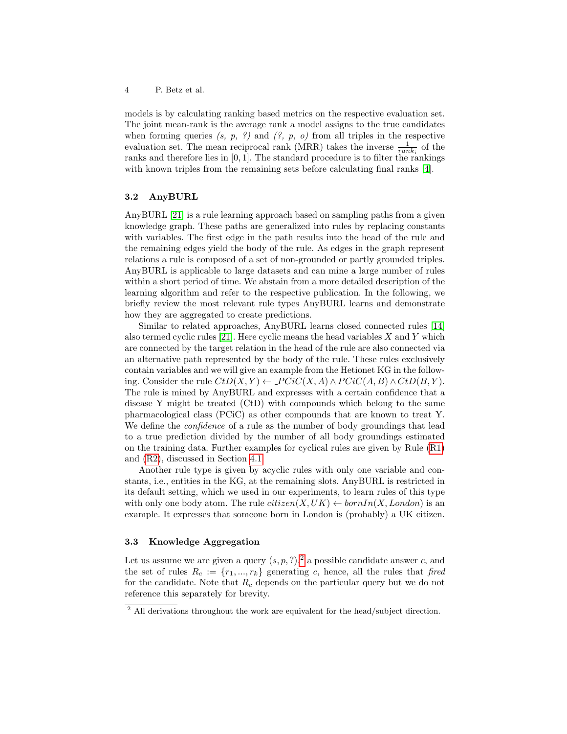models is by calculating ranking based metrics on the respective evaluation set. The joint mean-rank is the average rank a model assigns to the true candidates when forming queries *(s, p, ?)* and *(?, p, o)* from all triples in the respective evaluation set. The mean reciprocal rank (MRR) takes the inverse $\frac{1}{rank_i}$ of the ranks and therefore lies in $[0, 1]$. The standard procedure is to filter the rankings with known triples from the remaining sets before calculating final ranks [4].

### 3.2 AnyBURL

AnyBURL [21] is a rule learning approach based on sampling paths from a given knowledge graph. These paths are generalized into rules by replacing constants with variables. The first edge in the path results into the head of the rule and the remaining edges yield the body of the rule. As edges in the graph represent relations a rule is composed of a set of non-grounded or partly grounded triples. AnyBURL is applicable to large datasets and can mine a large number of rules within a short period of time. We abstain from a more detailed description of the learning algorithm and refer to the respective publication. In the following, we briefly review the most relevant rule types AnyBURL learns and demonstrate how they are aggregated to create predictions.

Similar to related approaches, AnyBURL learns closed connected rules [14] also termed cyclic rules [21]. Here cyclic means the head variables $X$ and $Y$ which are connected by the target relation in the head of the rule are also connected via an alternative path represented by the body of the rule. These rules exclusively contain variables and we will give an example from the Hetionet KG in the following. Consider the rule $CtD(X,Y) \leftarrow \_PCiC(X,A) \wedge PCiC(A,B) \wedge CtD(B,Y)$. The rule is mined by AnyBURL and expresses with a certain confidence that a disease Y might be treated (CtD) with compounds which belong to the same pharmacological class (PCiC) as other compounds that are known to treat Y. We define the *confidence* of a rule as the number of body groundings that lead to a true prediction divided by the number of all body groundings estimated on the training data. Further examples for cyclical rules are given by Rule (R1) and (R2), discussed in Section 4.1.

Another rule type is given by acyclic rules with only one variable and constants, i.e., entities in the KG, at the remaining slots. AnyBURL is restricted in its default setting, which we used in our experiments, to learn rules of this type with only one body atom. The rule $citizen(X, UK) \leftarrow bornIn(X, London)$ is an example. It expresses that someone born in London is (probably) a UK citizen.

### 3.3 Knowledge Aggregation

Let us assume we are given a query $(s, p, ?)$,[2] a possible candidate answer $c$, and the set of rules $R_c := \{r_1, ..., r_k\}$ generating $c$, hence, all the rules that *fired* for the candidate. Note that $R_c$ depends on the particular query but we do not reference this separately for brevity.

[2] All derivations throughout the work are equivalent for the head/subject direction.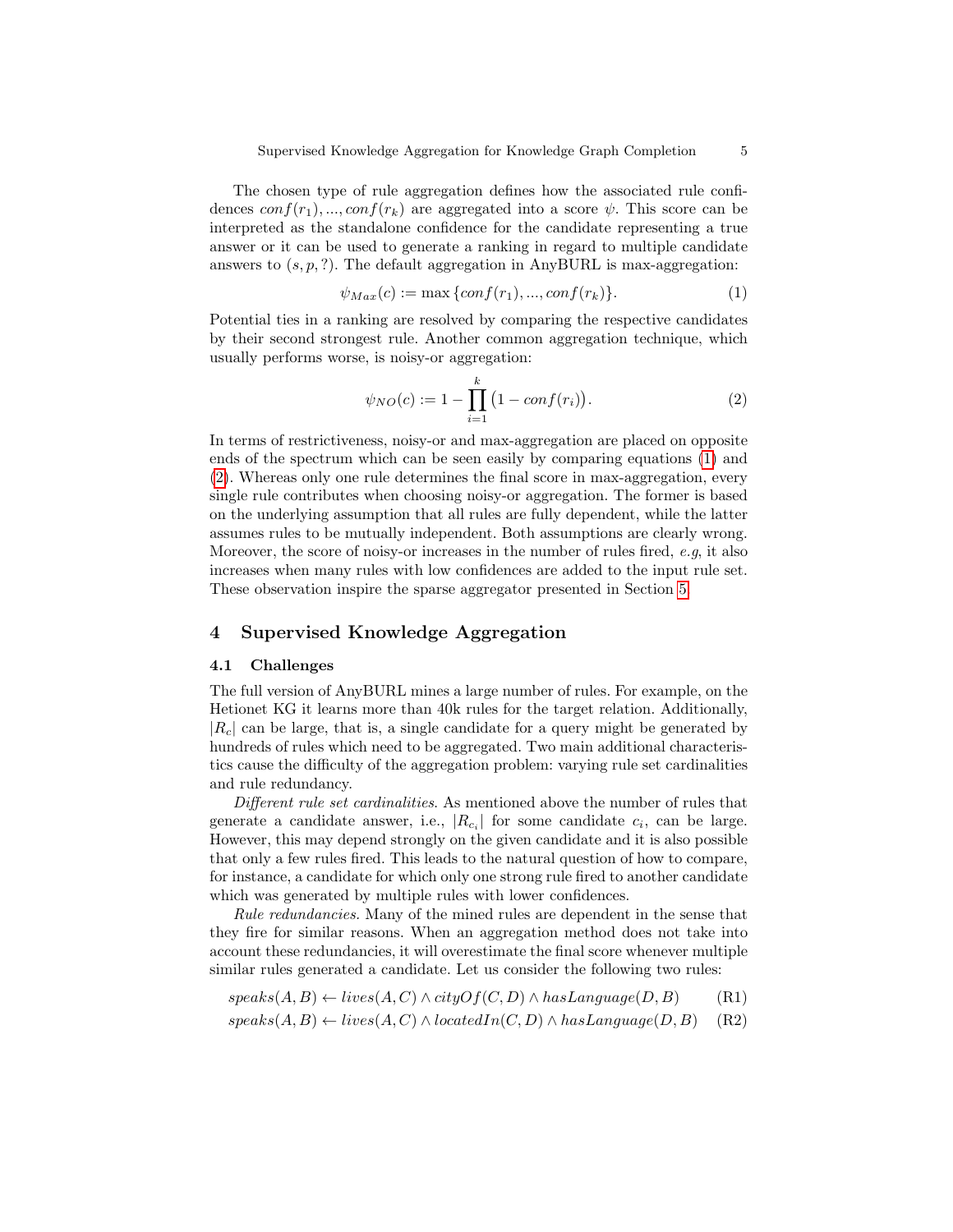The chosen type of rule aggregation defines how the associated rule confidences $conf(r_1), ..., conf(r_k)$ are aggregated into a score $\psi$. This score can be interpreted as the standalone confidence for the candidate representing a true answer or it can be used to generate a ranking in regard to multiple candidate answers to $(s, p, ?)$. The default aggregation in AnyBURL is max-aggregation:

$$\psi_{Max}(c) := \max \{conf(r_1), ..., conf(r_k)\}. \tag{1}$$

Potential ties in a ranking are resolved by comparing the respective candidates by their second strongest rule. Another common aggregation technique, which usually performs worse, is noisy-or aggregation:

$$\psi_{NO}(c) := 1 - \prod_{i=1}^{k} \big(1 - conf(r_i)\big). \tag{2}$$

In terms of restrictiveness, noisy-or and max-aggregation are placed on opposite ends of the spectrum which can be seen easily by comparing equations (1) and (2). Whereas only one rule determines the final score in max-aggregation, every single rule contributes when choosing noisy-or aggregation. The former is based on the underlying assumption that all rules are fully dependent, while the latter assumes rules to be mutually independent. Both assumptions are clearly wrong. Moreover, the score of noisy-or increases in the number of rules fired, *e.g*, it also increases when many rules with low confidences are added to the input rule set. These observation inspire the sparse aggregator presented in Section 5.

## 4 Supervised Knowledge Aggregation

### 4.1 Challenges

The full version of AnyBURL mines a large number of rules. For example, on the Hetionet KG it learns more than 40k rules for the target relation. Additionally, $|R_c|$ can be large, that is, a single candidate for a query might be generated by hundreds of rules which need to be aggregated. Two main additional characteristics cause the difficulty of the aggregation problem: varying rule set cardinalities and rule redundancy.

*Different rule set cardinalities.* As mentioned above the number of rules that generate a candidate answer, i.e., $|R_{c_i}|$ for some candidate $c_i$, can be large. However, this may depend strongly on the given candidate and it is also possible that only a few rules fired. This leads to the natural question of how to compare, for instance, a candidate for which only one strong rule fired to another candidate which was generated by multiple rules with lower confidences.

*Rule redundancies.* Many of the mined rules are dependent in the sense that they fire for similar reasons. When an aggregation method does not take into account these redundancies, it will overestimate the final score whenever multiple similar rules generated a candidate. Let us consider the following two rules:

$$speaks(A, B) \leftarrow lives(A, C) \wedge cityOf(C, D) \wedge hasLanguage(D, B) \tag{R1}$$

$$speaks(A, B) \leftarrow lives(A, C) \wedge locatedIn(C, D) \wedge hasLanguage(D, B) \tag{R2}$$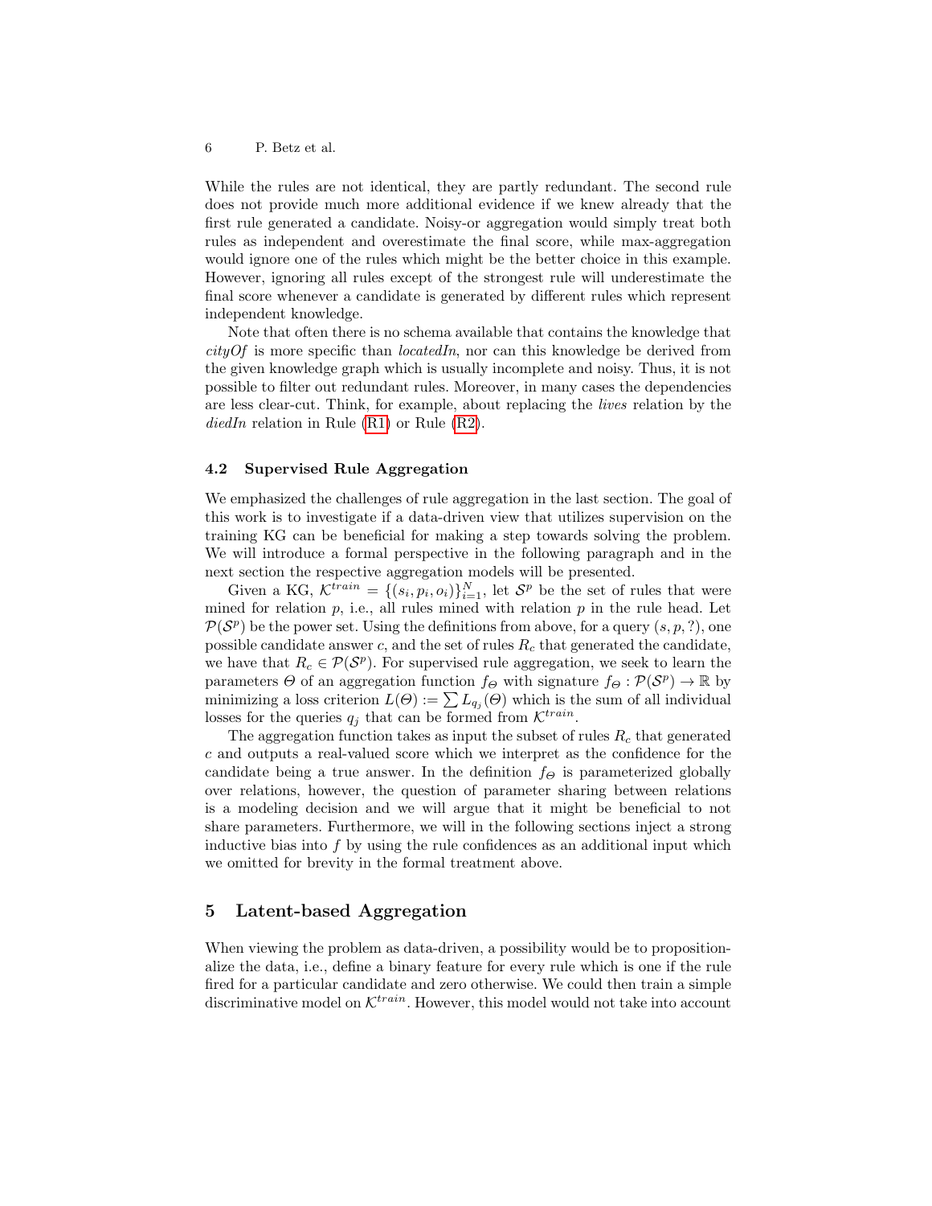While the rules are not identical, they are partly redundant. The second rule does not provide much more additional evidence if we knew already that the first rule generated a candidate. Noisy-or aggregation would simply treat both rules as independent and overestimate the final score, while max-aggregation would ignore one of the rules which might be the better choice in this example. However, ignoring all rules except of the strongest rule will underestimate the final score whenever a candidate is generated by different rules which represent independent knowledge.

Note that often there is no schema available that contains the knowledge that *cityOf* is more specific than *locatedIn*, nor can this knowledge be derived from the given knowledge graph which is usually incomplete and noisy. Thus, it is not possible to filter out redundant rules. Moreover, in many cases the dependencies are less clear-cut. Think, for example, about replacing the *lives* relation by the *diedIn* relation in Rule (R1) or Rule (R2).

### 4.2 Supervised Rule Aggregation

We emphasized the challenges of rule aggregation in the last section. The goal of this work is to investigate if a data-driven view that utilizes supervision on the training KG can be beneficial for making a step towards solving the problem. We will introduce a formal perspective in the following paragraph and in the next section the respective aggregation models will be presented.

Given a KG, $\mathcal{K}^{train} = \{(s_i, p_i, o_i)\}_{i=1}^{N}$, let $\mathcal{S}^p$ be the set of rules that were mined for relation $p$, i.e., all rules mined with relation $p$ in the rule head. Let $\mathcal{P}(\mathcal{S}^p)$ be the power set. Using the definitions from above, for a query $(s, p, ?)$, one possible candidate answer $c$, and the set of rules $R_c$ that generated the candidate, we have that $R_c \in \mathcal{P}(\mathcal{S}^p)$. For supervised rule aggregation, we seek to learn the parameters $\Theta$ of an aggregation function $f_\Theta$ with signature $f_\Theta : \mathcal{P}(\mathcal{S}^p) \rightarrow \mathbb{R}$ by minimizing a loss criterion $L(\Theta) := \sum L_{q_j}(\Theta)$ which is the sum of all individual losses for the queries $q_j$ that can be formed from $\mathcal{K}^{train}$.

The aggregation function takes as input the subset of rules $R_c$ that generated $c$ and outputs a real-valued score which we interpret as the confidence for the candidate being a true answer. In the definition $f_\Theta$ is parameterized globally over relations, however, the question of parameter sharing between relations is a modeling decision and we will argue that it might be beneficial to not share parameters. Furthermore, we will in the following sections inject a strong inductive bias into $f$ by using the rule confidences as an additional input which we omitted for brevity in the formal treatment above.

## 5 Latent-based Aggregation

When viewing the problem as data-driven, a possibility would be to propositionalize the data, i.e., define a binary feature for every rule which is one if the rule fired for a particular candidate and zero otherwise. We could then train a simple discriminative model on $\mathcal{K}^{train}$. However, this model would not take into account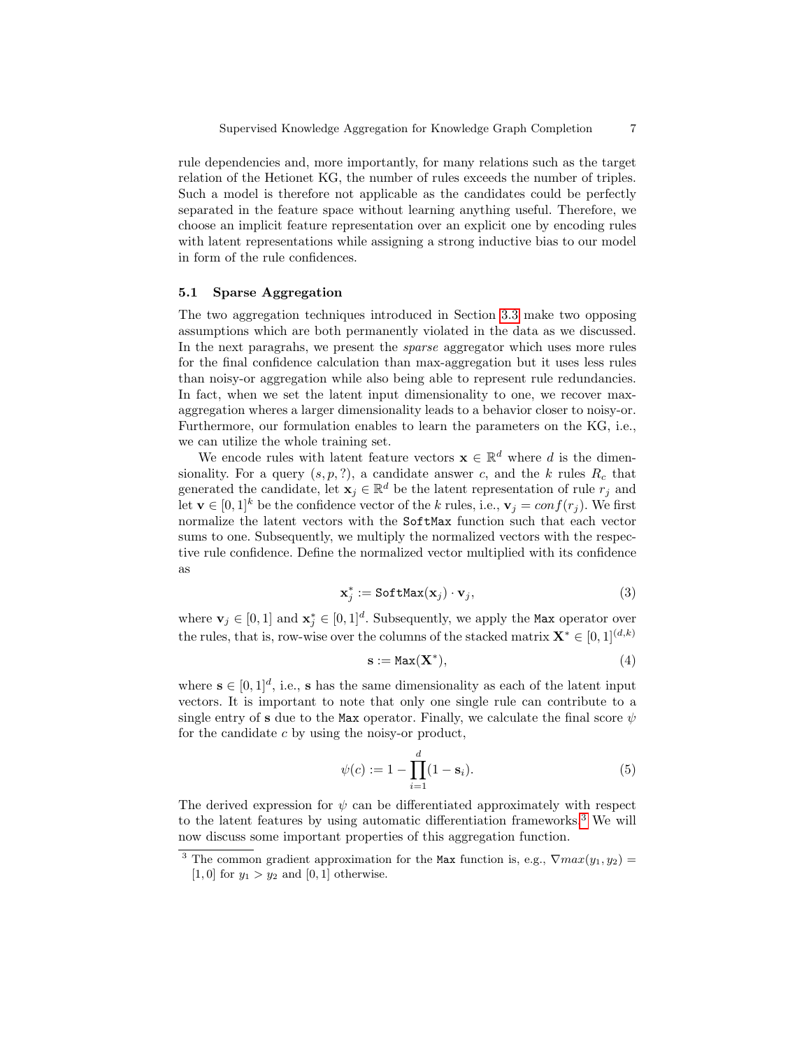rule dependencies and, more importantly, for many relations such as the target relation of the Hetionet KG, the number of rules exceeds the number of triples. Such a model is therefore not applicable as the candidates could be perfectly separated in the feature space without learning anything useful. Therefore, we choose an implicit feature representation over an explicit one by encoding rules with latent representations while assigning a strong inductive bias to our model in form of the rule confidences.

### 5.1 Sparse Aggregation

The two aggregation techniques introduced in Section 3.3 make two opposing assumptions which are both permanently violated in the data as we discussed. In the next paragrahs, we present the *sparse* aggregator which uses more rules for the final confidence calculation than max-aggregation but it uses less rules than noisy-or aggregation while also being able to represent rule redundancies. In fact, when we set the latent input dimensionality to one, we recover max-aggregation wheres a larger dimensionality leads to a behavior closer to noisy-or. Furthermore, our formulation enables to learn the parameters on the KG, i.e., we can utilize the whole training set.

We encode rules with latent feature vectors $\mathbf{x} \in \mathbb{R}^d$ where $d$ is the dimensionality. For a query $(s, p, ?)$, a candidate answer $c$, and the $k$ rules $R_c$ that generated the candidate, let $\mathbf{x}_j \in \mathbb{R}^d$ be the latent representation of rule $r_j$ and let $\mathbf{v} \in [0,1]^k$ be the confidence vector of the $k$ rules, i.e., $\mathbf{v}_j = conf(r_j)$. We first normalize the latent vectors with the `SoftMax` function such that each vector sums to one. Subsequently, we multiply the normalized vectors with the respective rule confidence. Define the normalized vector multiplied with its confidence as

$$\mathbf{x}_j^* := \texttt{SoftMax}(\mathbf{x}_j) \cdot \mathbf{v}_j, \tag{3}$$

where $\mathbf{v}_j \in [0,1]$ and $\mathbf{x}_j^* \in [0,1]^d$. Subsequently, we apply the `Max` operator over the rules, that is, row-wise over the columns of the stacked matrix $\mathbf{X}^* \in [0,1]^{(d,k)}$

$$\mathbf{s} := \texttt{Max}(\mathbf{X}^*), \tag{4}$$

where $\mathbf{s} \in [0,1]^d$, i.e., $\mathbf{s}$ has the same dimensionality as each of the latent input vectors. It is important to note that only one single rule can contribute to a single entry of $\mathbf{s}$ due to the `Max` operator. Finally, we calculate the final score $\psi$ for the candidate $c$ by using the noisy-or product,

$$\psi(c) := 1 - \prod_{i=1}^{d} (1 - \mathbf{s}_i). \tag{5}$$

The derived expression for $\psi$ can be differentiated approximately with respect to the latent features by using automatic differentiation frameworks.[3] We will now discuss some important properties of this aggregation function.

[3] The common gradient approximation for the `Max` function is, e.g., $\nabla max(y_1, y_2) = [1, 0]$ for $y_1 > y_2$ and $[0, 1]$ otherwise.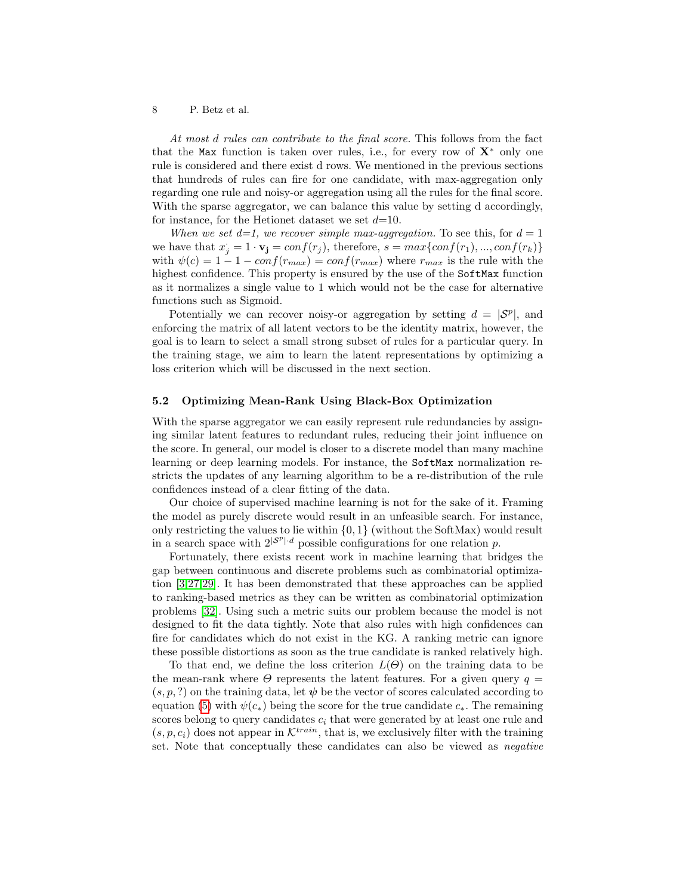*At most d rules can contribute to the final score.* This follows from the fact that the `Max` function is taken over rules, i.e., for every row of $\mathbf{X}^*$ only one rule is considered and there exist d rows. We mentioned in the previous sections that hundreds of rules can fire for one candidate, with max-aggregation only regarding one rule and noisy-or aggregation using all the rules for the final score. With the sparse aggregator, we can balance this value by setting d accordingly, for instance, for the Hetionet dataset we set $d$=10.

*When we set d=1, we recover simple max-aggregation.* To see this, for $d = 1$ we have that $x_j^{\cdot} = 1 \cdot \mathbf{v_j} = conf(r_j)$, therefore, $s = max\{conf(r_1), ..., conf(r_k)\}$ with $\psi(c) = 1 - 1 - conf(r_{max}) = conf(r_{max})$ where $r_{max}$ is the rule with the highest confidence. This property is ensured by the use of the `SoftMax` function as it normalizes a single value to 1 which would not be the case for alternative functions such as Sigmoid.

Potentially we can recover noisy-or aggregation by setting $d = |\mathcal{S}^p|$, and enforcing the matrix of all latent vectors to be the identity matrix, however, the goal is to learn to select a small strong subset of rules for a particular query. In the training stage, we aim to learn the latent representations by optimizing a loss criterion which will be discussed in the next section.

### 5.2 Optimizing Mean-Rank Using Black-Box Optimization

With the sparse aggregator we can easily represent rule redundancies by assigning similar latent features to redundant rules, reducing their joint influence on the score. In general, our model is closer to a discrete model than many machine learning or deep learning models. For instance, the `SoftMax` normalization restricts the updates of any learning algorithm to be a re-distribution of the rule confidences instead of a clear fitting of the data.

Our choice of supervised machine learning is not for the sake of it. Framing the model as purely discrete would result in an unfeasible search. For instance, only restricting the values to lie within $\{0, 1\}$ (without the SoftMax) would result in a search space with $2^{|\mathcal{S}^p| \cdot d}$ possible configurations for one relation $p$.

Fortunately, there exists recent work in machine learning that bridges the gap between continuous and discrete problems such as combinatorial optimization [3,27,29]. It has been demonstrated that these approaches can be applied to ranking-based metrics as they can be written as combinatorial optimization problems [32]. Using such a metric suits our problem because the model is not designed to fit the data tightly. Note that also rules with high confidences can fire for candidates which do not exist in the KG. A ranking metric can ignore these possible distortions as soon as the true candidate is ranked relatively high.

To that end, we define the loss criterion $L(\Theta)$ on the training data to be the mean-rank where $\Theta$ represents the latent features. For a given query $q = (s, p, ?)$ on the training data, let $\boldsymbol{\psi}$ be the vector of scores calculated according to equation (5) with $\psi(c_*)$ being the score for the true candidate $c_*$. The remaining scores belong to query candidates $c_i$ that were generated by at least one rule and $(s, p, c_i)$ does not appear in $\mathcal{K}^{train}$, that is, we exclusively filter with the training set. Note that conceptually these candidates can also be viewed as *negative*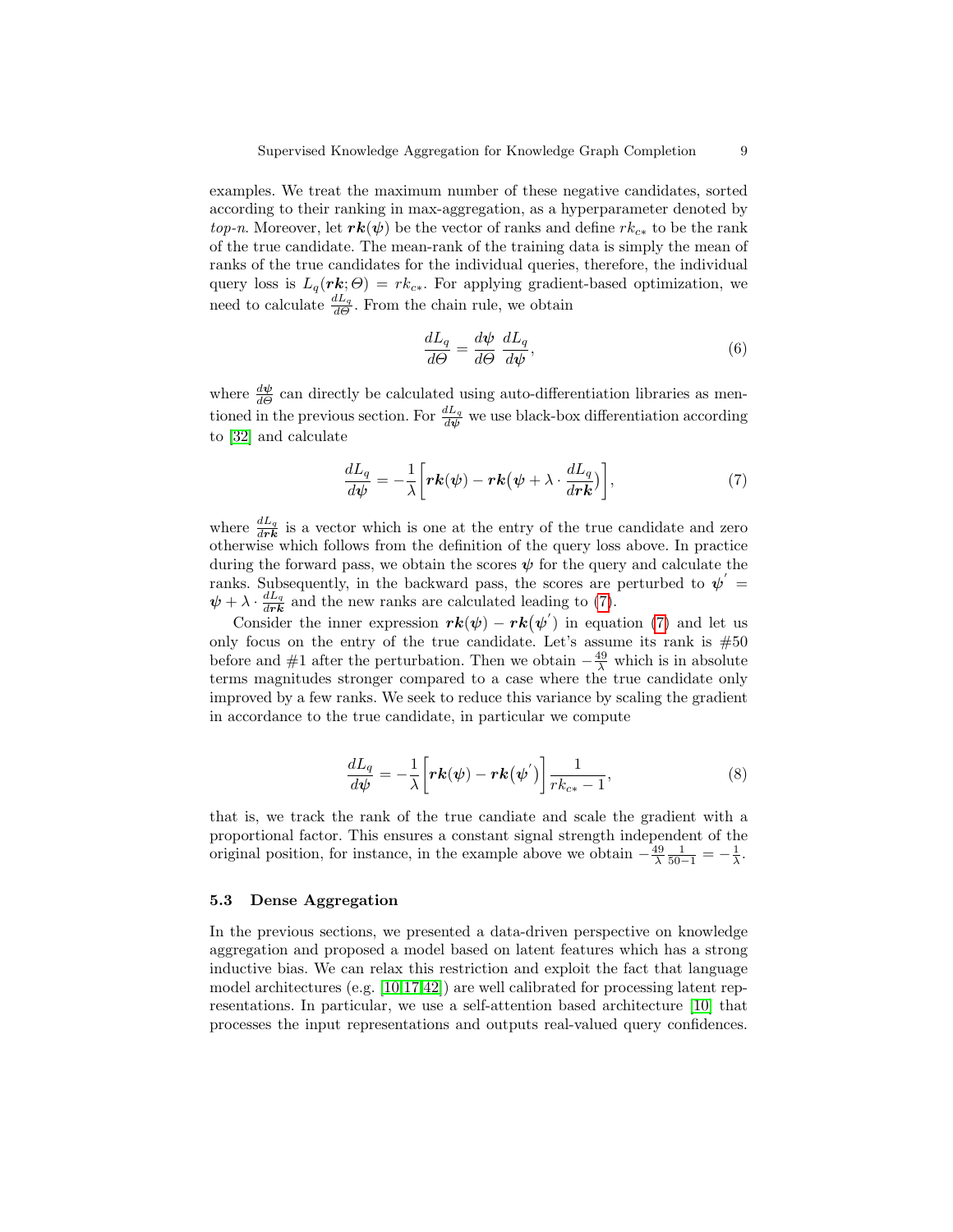examples. We treat the maximum number of these negative candidates, sorted according to their ranking in max-aggregation, as a hyperparameter denoted by *top-n*. Moreover, let $\boldsymbol{rk}(\boldsymbol{\psi})$ be the vector of ranks and define $rk_{c*}$ to be the rank of the true candidate. The mean-rank of the training data is simply the mean of ranks of the true candidates for the individual queries, therefore, the individual query loss is $L_q(\boldsymbol{rk}; \Theta) = rk_{c*}$. For applying gradient-based optimization, we need to calculate $\frac{dL_q}{d\Theta}$. From the chain rule, we obtain

$$\frac{dL_q}{d\Theta} = \frac{d\boldsymbol{\psi}}{d\Theta} \frac{dL_q}{d\boldsymbol{\psi}}, \tag{6}$$

where $\frac{d\boldsymbol{\psi}}{d\Theta}$ can directly be calculated using auto-differentiation libraries as mentioned in the previous section. For $\frac{dL_q}{d\boldsymbol{\psi}}$ we use black-box differentiation according to [32] and calculate

$$\frac{dL_q}{d\boldsymbol{\psi}} = -\frac{1}{\lambda}\left[\boldsymbol{rk}(\boldsymbol{\psi}) - \boldsymbol{rk}\big(\boldsymbol{\psi} + \lambda \cdot \frac{dL_q}{d\boldsymbol{rk}}\big)\right], \tag{7}$$

where $\frac{dL_q}{d\boldsymbol{rk}}$ is a vector which is one at the entry of the true candidate and zero otherwise which follows from the definition of the query loss above. In practice during the forward pass, we obtain the scores $\boldsymbol{\psi}$ for the query and calculate the ranks. Subsequently, in the backward pass, the scores are perturbed to $\boldsymbol{\psi}^{'} = \boldsymbol{\psi} + \lambda \cdot \frac{dL_q}{d\boldsymbol{rk}}$ and the new ranks are calculated leading to (7).

Consider the inner expression $\boldsymbol{rk}(\boldsymbol{\psi}) - \boldsymbol{rk}\big(\boldsymbol{\psi}^{'}\big)$ in equation (7) and let us only focus on the entry of the true candidate. Let's assume its rank is #50 before and #1 after the perturbation. Then we obtain $-\frac{49}{\lambda}$ which is in absolute terms magnitudes stronger compared to a case where the true candidate only improved by a few ranks. We seek to reduce this variance by scaling the gradient in accordance to the true candidate, in particular we compute

$$\frac{dL_q}{d\boldsymbol{\psi}} = -\frac{1}{\lambda}\left[\boldsymbol{rk}(\boldsymbol{\psi}) - \boldsymbol{rk}\big(\boldsymbol{\psi}^{'}\big)\right]\frac{1}{rk_{c*} - 1}, \tag{8}$$

that is, we track the rank of the true candiate and scale the gradient with a proportional factor. This ensures a constant signal strength independent of the original position, for instance, in the example above we obtain $-\frac{49}{\lambda}\frac{1}{50-1} = -\frac{1}{\lambda}$.

### 5.3 Dense Aggregation

In the previous sections, we presented a data-driven perspective on knowledge aggregation and proposed a model based on latent features which has a strong inductive bias. We can relax this restriction and exploit the fact that language model architectures (e.g. [10,17,42]) are well calibrated for processing latent representations. In particular, we use a self-attention based architecture [10] that processes the input representations and outputs real-valued query confidences.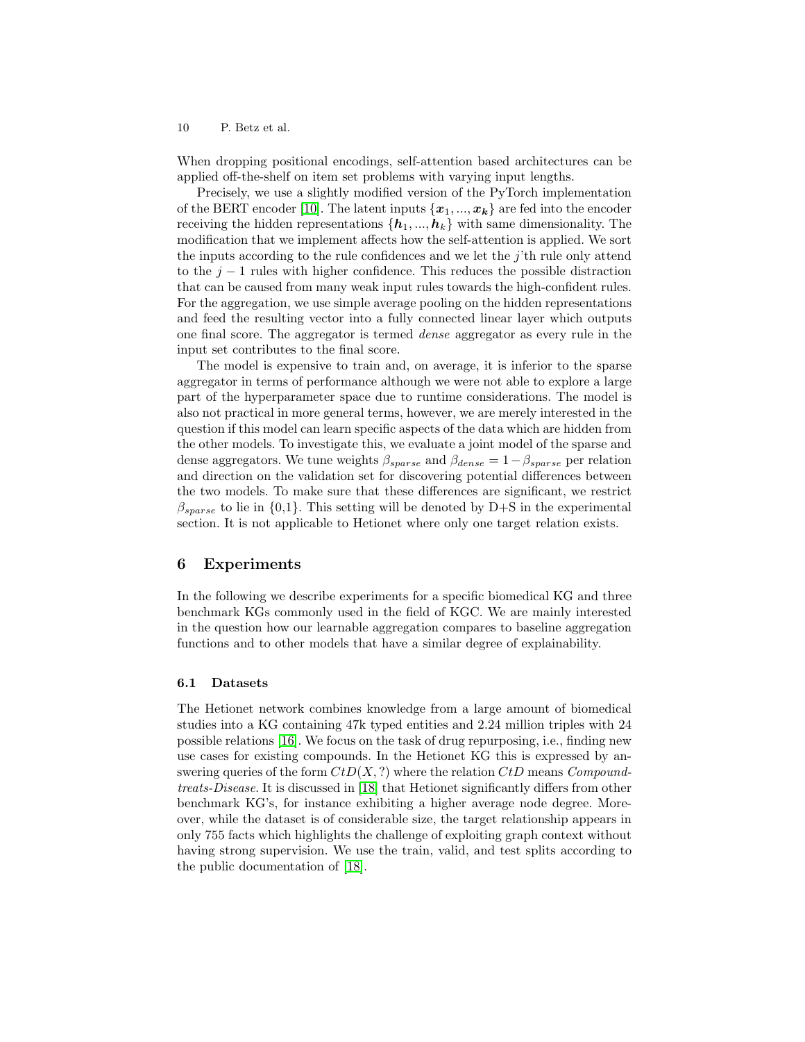When dropping positional encodings, self-attention based architectures can be applied off-the-shelf on item set problems with varying input lengths.

Precisely, we use a slightly modified version of the PyTorch implementation of the BERT encoder [10]. The latent inputs $\{\boldsymbol{x}_1, ..., \boldsymbol{x_k}\}$ are fed into the encoder receiving the hidden representations $\{\boldsymbol{h}_1, ..., \boldsymbol{h}_k\}$ with same dimensionality. The modification that we implement affects how the self-attention is applied. We sort the inputs according to the rule confidences and we let the $j$'th rule only attend to the $j-1$ rules with higher confidence. This reduces the possible distraction that can be caused from many weak input rules towards the high-confident rules. For the aggregation, we use simple average pooling on the hidden representations and feed the resulting vector into a fully connected linear layer which outputs one final score. The aggregator is termed *dense* aggregator as every rule in the input set contributes to the final score.

The model is expensive to train and, on average, it is inferior to the sparse aggregator in terms of performance although we were not able to explore a large part of the hyperparameter space due to runtime considerations. The model is also not practical in more general terms, however, we are merely interested in the question if this model can learn specific aspects of the data which are hidden from the other models. To investigate this, we evaluate a joint model of the sparse and dense aggregators. We tune weights $\beta_{sparse}$ and $\beta_{dense} = 1 - \beta_{sparse}$ per relation and direction on the validation set for discovering potential differences between the two models. To make sure that these differences are significant, we restrict $\beta_{sparse}$ to lie in $\{0,1\}$. This setting will be denoted by D+S in the experimental section. It is not applicable to Hetionet where only one target relation exists.

## 6 Experiments

In the following we describe experiments for a specific biomedical KG and three benchmark KGs commonly used in the field of KGC. We are mainly interested in the question how our learnable aggregation compares to baseline aggregation functions and to other models that have a similar degree of explainability.

### 6.1 Datasets

The Hetionet network combines knowledge from a large amount of biomedical studies into a KG containing 47k typed entities and 2.24 million triples with 24 possible relations [16]. We focus on the task of drug repurposing, i.e., finding new use cases for existing compounds. In the Hetionet KG this is expressed by answering queries of the form $CtD(X, ?)$ where the relation $CtD$ means *Compound-treats-Disease*. It is discussed in [18] that Hetionet significantly differs from other benchmark KG's, for instance exhibiting a higher average node degree. Moreover, while the dataset is of considerable size, the target relationship appears in only 755 facts which highlights the challenge of exploiting graph context without having strong supervision. We use the train, valid, and test splits according to the public documentation of [18].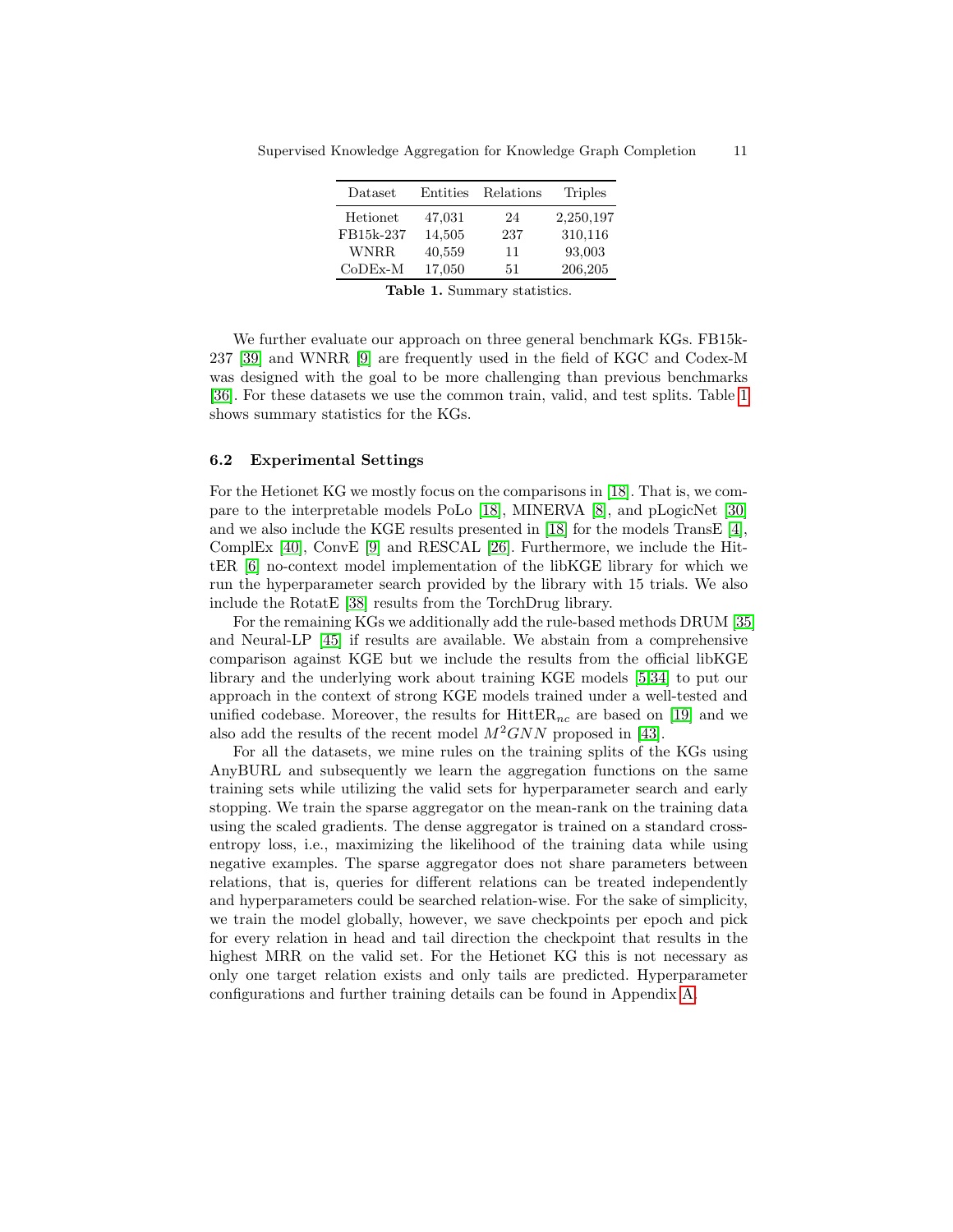| Dataset | Entities | Relations | Triples |
|---|---|---|---|
| Hetionet | 47,031 | 24 | 2,250,197 |
| FB15k-237 | 14,505 | 237 | 310,116 |
| WNRR | 40,559 | 11 | 93,003 |
| CoDEx-M | 17,050 | 51 | 206,205 |

**Table 1.** Summary statistics.

We further evaluate our approach on three general benchmark KGs. FB15k-237 [39] and WNRR [9] are frequently used in the field of KGC and Codex-M was designed with the goal to be more challenging than previous benchmarks [36]. For these datasets we use the common train, valid, and test splits. Table 1 shows summary statistics for the KGs.

### 6.2 Experimental Settings

For the Hetionet KG we mostly focus on the comparisons in [18]. That is, we compare to the interpretable models PoLo [18], MINERVA [8], and pLogicNet [30] and we also include the KGE results presented in [18] for the models TransE [4], ComplEx [40], ConvE [9] and RESCAL [26]. Furthermore, we include the HittER [6] no-context model implementation of the libKGE library for which we run the hyperparameter search provided by the library with 15 trials. We also include the RotatE [38] results from the TorchDrug library.

For the remaining KGs we additionally add the rule-based methods DRUM [35] and Neural-LP [45] if results are available. We abstain from a comprehensive comparison against KGE but we include the results from the official libKGE library and the underlying work about training KGE models [5,34] to put our approach in the context of strong KGE models trained under a well-tested and unified codebase. Moreover, the results for HittER$_{nc}$ are based on [19] and we also add the results of the recent model $M^2GNN$ proposed in [43].

For all the datasets, we mine rules on the training splits of the KGs using AnyBURL and subsequently we learn the aggregation functions on the same training sets while utilizing the valid sets for hyperparameter search and early stopping. We train the sparse aggregator on the mean-rank on the training data using the scaled gradients. The dense aggregator is trained on a standard cross-entropy loss, i.e., maximizing the likelihood of the training data while using negative examples. The sparse aggregator does not share parameters between relations, that is, queries for different relations can be treated independently and hyperparameters could be searched relation-wise. For the sake of simplicity, we train the model globally, however, we save checkpoints per epoch and pick for every relation in head and tail direction the checkpoint that results in the highest MRR on the valid set. For the Hetionet KG this is not necessary as only one target relation exists and only tails are predicted. Hyperparameter configurations and further training details can be found in Appendix A.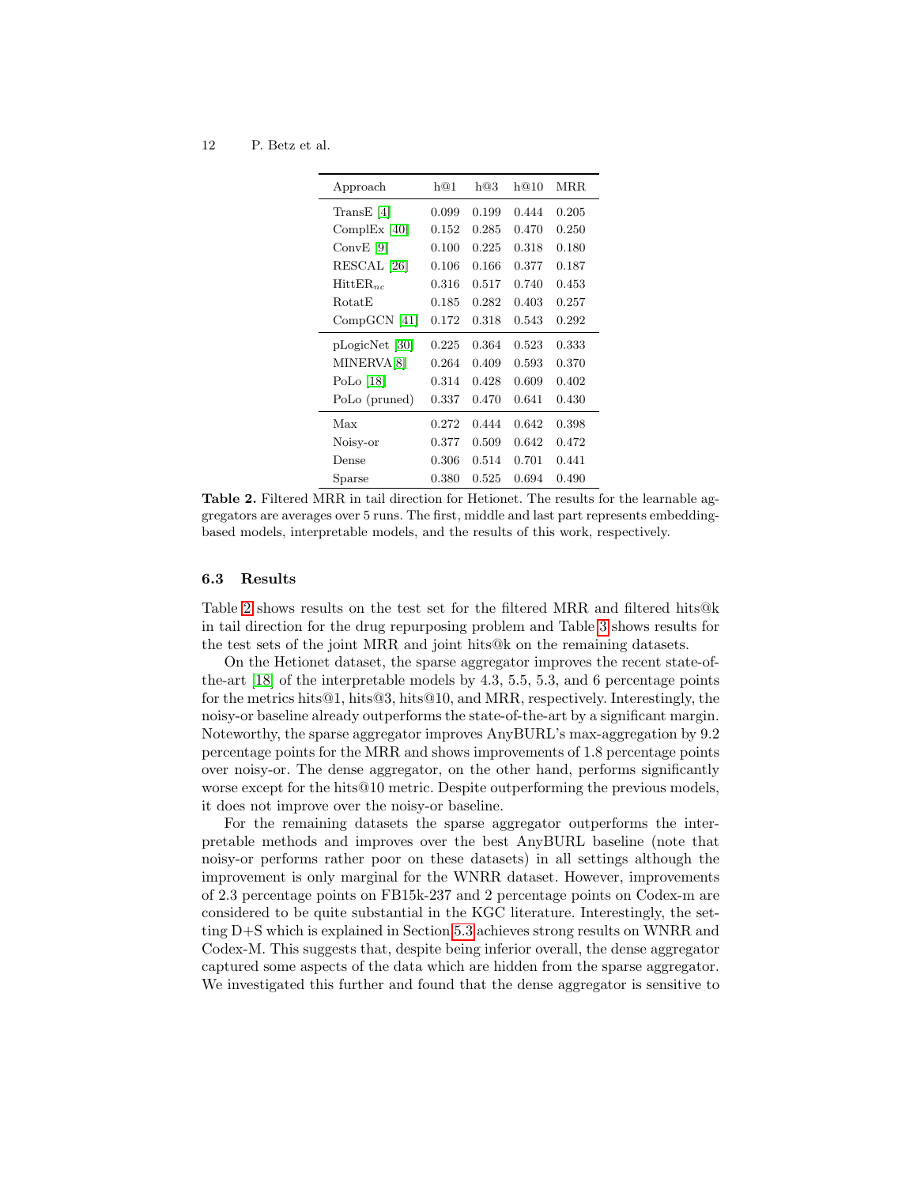| Approach | h@1 | h@3 | h@10 | MRR |
|---|---|---|---|---|
| TransE [4] | 0.099 | 0.199 | 0.444 | 0.205 |
| ComplEx [40] | 0.152 | 0.285 | 0.470 | 0.250 |
| ConvE [9] | 0.100 | 0.225 | 0.318 | 0.180 |
| RESCAL [26] | 0.106 | 0.166 | 0.377 | 0.187 |
| HittER$_{nc}$ | 0.316 | 0.517 | 0.740 | 0.453 |
| RotatE | 0.185 | 0.282 | 0.403 | 0.257 |
| CompGCN [41] | 0.172 | 0.318 | 0.543 | 0.292 |
| pLogicNet [30] | 0.225 | 0.364 | 0.523 | 0.333 |
| MINERVA [8] | 0.264 | 0.409 | 0.593 | 0.370 |
| PoLo [18] | 0.314 | 0.428 | 0.609 | 0.402 |
| PoLo (pruned) | 0.337 | 0.470 | 0.641 | 0.430 |
| Max | 0.272 | 0.444 | 0.642 | 0.398 |
| Noisy-or | 0.377 | 0.509 | 0.642 | 0.472 |
| Dense | 0.306 | 0.514 | 0.701 | 0.441 |
| Sparse | 0.380 | 0.525 | 0.694 | 0.490 |

**Table 2.** Filtered MRR in tail direction for Hetionet. The results for the learnable aggregators are averages over 5 runs. The first, middle and last part represents embedding-based models, interpretable models, and the results of this work, respectively.

### 6.3 Results

Table 2 shows results on the test set for the filtered MRR and filtered hits@k in tail direction for the drug repurposing problem and Table 3 shows results for the test sets of the joint MRR and joint hits@k on the remaining datasets.

On the Hetionet dataset, the sparse aggregator improves the recent state-of-the-art [18] of the interpretable models by 4.3, 5.5, 5.3, and 6 percentage points for the metrics hits@1, hits@3, hits@10, and MRR, respectively. Interestingly, the noisy-or baseline already outperforms the state-of-the-art by a significant margin. Noteworthy, the sparse aggregator improves AnyBURL's max-aggregation by 9.2 percentage points for the MRR and shows improvements of 1.8 percentage points over noisy-or. The dense aggregator, on the other hand, performs significantly worse except for the hits@10 metric. Despite outperforming the previous models, it does not improve over the noisy-or baseline.

For the remaining datasets the sparse aggregator outperforms the interpretable methods and improves over the best AnyBURL baseline (note that noisy-or performs rather poor on these datasets) in all settings although the improvement is only marginal for the WNRR dataset. However, improvements of 2.3 percentage points on FB15k-237 and 2 percentage points on Codex-m are considered to be quite substantial in the KGC literature. Interestingly, the setting D+S which is explained in Section 5.3 achieves strong results on WNRR and Codex-M. This suggests that, despite being inferior overall, the dense aggregator captured some aspects of the data which are hidden from the sparse aggregator. We investigated this further and found that the dense aggregator is sensitive to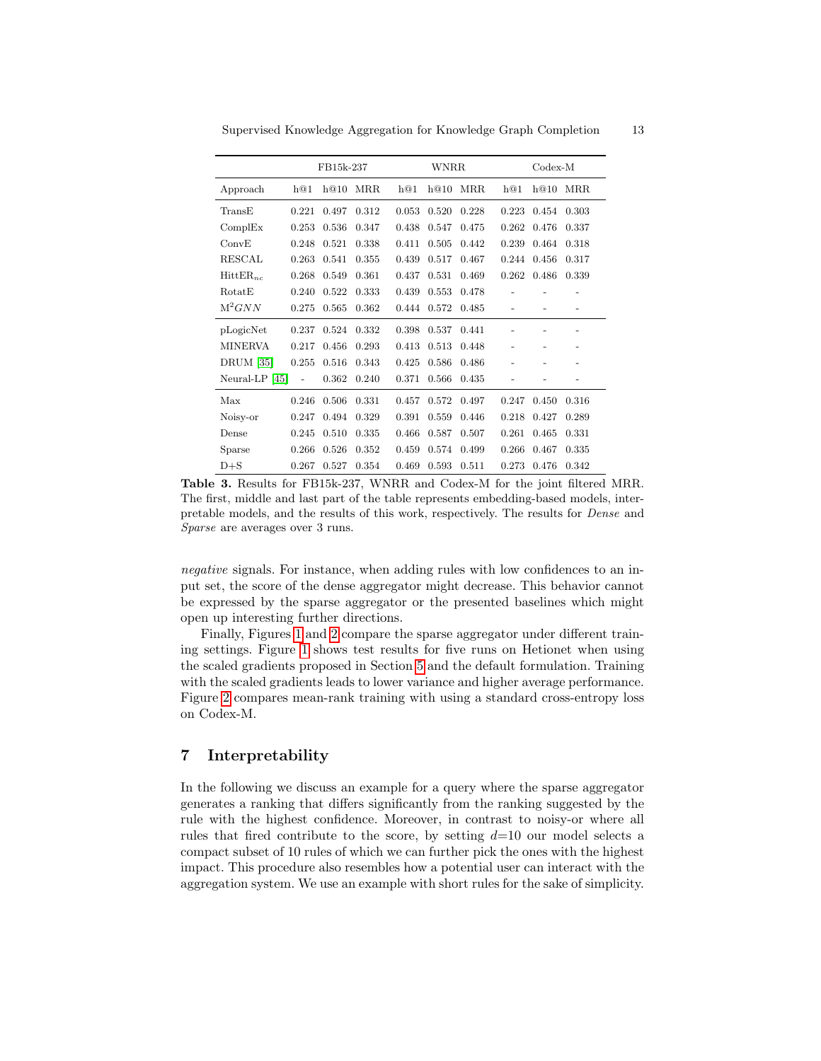| | FB15k-237 | | | WNRR | | | Codex-M | | |
|---|---|---|---|---|---|---|---|---|---|
| Approach | h@1 | h@10 | MRR | h@1 | h@10 | MRR | h@1 | h@10 | MRR |
| TransE | 0.221 | 0.497 | 0.312 | 0.053 | 0.520 | 0.228 | 0.223 | 0.454 | 0.303 |
| ComplEx | 0.253 | 0.536 | 0.347 | 0.438 | 0.547 | 0.475 | 0.262 | 0.476 | 0.337 |
| ConvE | 0.248 | 0.521 | 0.338 | 0.411 | 0.505 | 0.442 | 0.239 | 0.464 | 0.318 |
| RESCAL | 0.263 | 0.541 | 0.355 | 0.439 | 0.517 | 0.467 | 0.244 | 0.456 | 0.317 |
| HittER$_{nc}$ | 0.268 | 0.549 | 0.361 | 0.437 | 0.531 | 0.469 | 0.262 | 0.486 | 0.339 |
| RotatE | 0.240 | 0.522 | 0.333 | 0.439 | 0.553 | 0.478 | - | - | - |
| M$^2GNN$ | 0.275 | 0.565 | 0.362 | 0.444 | 0.572 | 0.485 | - | - | - |
| pLogicNet | 0.237 | 0.524 | 0.332 | 0.398 | 0.537 | 0.441 | - | - | - |
| MINERVA | 0.217 | 0.456 | 0.293 | 0.413 | 0.513 | 0.448 | - | - | - |
| DRUM [35] | 0.255 | 0.516 | 0.343 | 0.425 | 0.586 | 0.486 | - | - | - |
| Neural-LP [45] | - | 0.362 | 0.240 | 0.371 | 0.566 | 0.435 | - | - | - |
| Max | 0.246 | 0.506 | 0.331 | 0.457 | 0.572 | 0.497 | 0.247 | 0.450 | 0.316 |
| Noisy-or | 0.247 | 0.494 | 0.329 | 0.391 | 0.559 | 0.446 | 0.218 | 0.427 | 0.289 |
| Dense | 0.245 | 0.510 | 0.335 | 0.466 | 0.587 | 0.507 | 0.261 | 0.465 | 0.331 |
| Sparse | 0.266 | 0.526 | 0.352 | 0.459 | 0.574 | 0.499 | 0.266 | 0.467 | 0.335 |
| D+S | 0.267 | 0.527 | 0.354 | 0.469 | 0.593 | 0.511 | 0.273 | 0.476 | 0.342 |

**Table 3.** Results for FB15k-237, WNRR and Codex-M for the joint filtered MRR. The first, middle and last part of the table represents embedding-based models, interpretable models, and the results of this work, respectively. The results for *Dense* and *Sparse* are averages over 3 runs.

*negative* signals. For instance, when adding rules with low confidences to an input set, the score of the dense aggregator might decrease. This behavior cannot be expressed by the sparse aggregator or the presented baselines which might open up interesting further directions.

Finally, Figures 1 and 2 compare the sparse aggregator under different training settings. Figure 1 shows test results for five runs on Hetionet when using the scaled gradients proposed in Section 5 and the default formulation. Training with the scaled gradients leads to lower variance and higher average performance. Figure 2 compares mean-rank training with using a standard cross-entropy loss on Codex-M.

## 7 Interpretability

In the following we discuss an example for a query where the sparse aggregator generates a ranking that differs significantly from the ranking suggested by the rule with the highest confidence. Moreover, in contrast to noisy-or where all rules that fired contribute to the score, by setting $d$=10 our model selects a compact subset of 10 rules of which we can further pick the ones with the highest impact. This procedure also resembles how a potential user can interact with the aggregation system. We use an example with short rules for the sake of simplicity.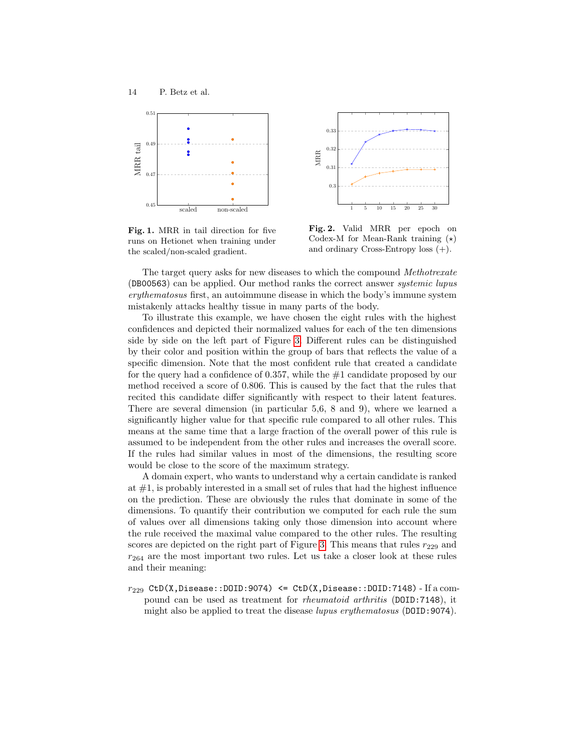**Fig. 1.** MRR in tail direction for five runs on Hetionet when training under the scaled/non-scaled gradient.

**Fig. 2.** Valid MRR per epoch on Codex-M for Mean-Rank training ($\star$) and ordinary Cross-Entropy loss (+).

The target query asks for new diseases to which the compound *Methotrexate* (`DB00563`) can be applied. Our method ranks the correct answer *systemic lupus erythematosus* first, an autoimmune disease in which the body's immune system mistakenly attacks healthy tissue in many parts of the body.

To illustrate this example, we have chosen the eight rules with the highest confidences and depicted their normalized values for each of the ten dimensions side by side on the left part of Figure 3. Different rules can be distinguished by their color and position within the group of bars that reflects the value of a specific dimension. Note that the most confident rule that created a candidate for the query had a confidence of 0.357, while the #1 candidate proposed by our method received a score of 0.806. This is caused by the fact that the rules that recited this candidate differ significantly with respect to their latent features. There are several dimension (in particular 5,6, 8 and 9), where we learned a significantly higher value for that specific rule compared to all other rules. This means at the same time that a large fraction of the overall power of this rule is assumed to be independent from the other rules and increases the overall score. If the rules had similar values in most of the dimensions, the resulting score would be close to the score of the maximum strategy.

A domain expert, who wants to understand why a certain candidate is ranked at #1, is probably interested in a small set of rules that had the highest influence on the prediction. These are obviously the rules that dominate in some of the dimensions. To quantify their contribution we computed for each rule the sum of values over all dimensions taking only those dimension into account where the rule received the maximal value compared to the other rules. The resulting scores are depicted on the right part of Figure 3. This means that rules $r_{229}$ and $r_{264}$ are the most important two rules. Let us take a closer look at these rules and their meaning:

- $r_{229}$ `CtD(X,Disease::DOID:9074) <= CtD(X,Disease::DOID:7148)` - If a compound can be used as treatment for *rheumatoid arthritis* (`DOID:7148`), it might also be applied to treat the disease *lupus erythematosus* (`DOID:9074`).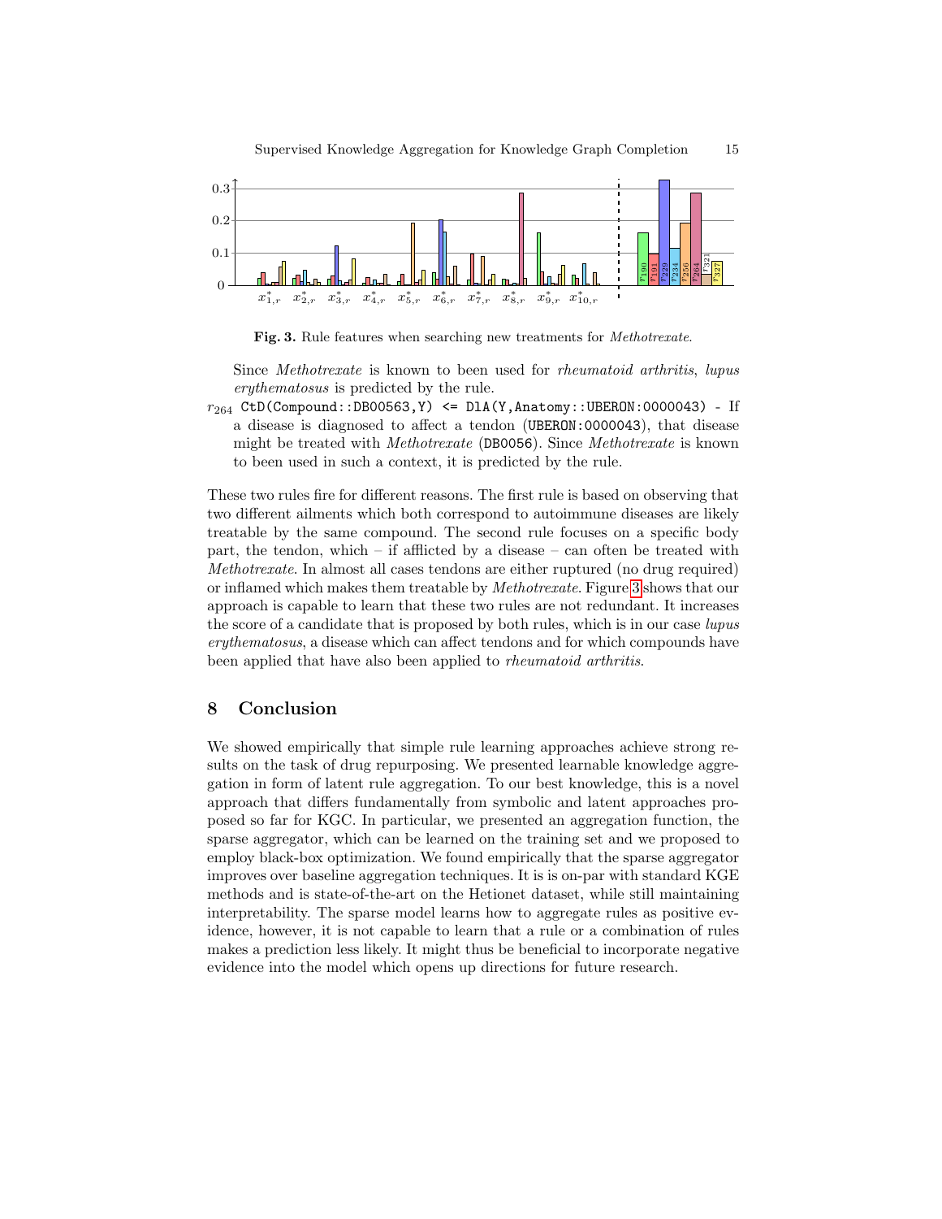**Fig. 3.** Rule features when searching new treatments for *Methotrexate*.

Since *Methotrexate* is known to been used for *rheumatoid arthritis*, *lupus erythematosus* is predicted by the rule.

$r_{264}$ `CtD(Compound::DB00563,Y) <= DlA(Y,Anatomy::UBERON:0000043)` - If a disease is diagnosed to affect a tendon (`UBERON:0000043`), that disease might be treated with *Methotrexate* (`DB0056`). Since *Methotrexate* is known to been used in such a context, it is predicted by the rule.

These two rules fire for different reasons. The first rule is based on observing that two different ailments which both correspond to autoimmune diseases are likely treatable by the same compound. The second rule focuses on a specific body part, the tendon, which – if afflicted by a disease – can often be treated with *Methotrexate*. In almost all cases tendons are either ruptured (no drug required) or inflamed which makes them treatable by *Methotrexate*. Figure 3 shows that our approach is capable to learn that these two rules are not redundant. It increases the score of a candidate that is proposed by both rules, which is in our case *lupus erythematosus*, a disease which can affect tendons and for which compounds have been applied that have also been applied to *rheumatoid arthritis*.

## 8 Conclusion

We showed empirically that simple rule learning approaches achieve strong results on the task of drug repurposing. We presented learnable knowledge aggregation in form of latent rule aggregation. To our best knowledge, this is a novel approach that differs fundamentally from symbolic and latent approaches proposed so far for KGC. In particular, we presented an aggregation function, the sparse aggregator, which can be learned on the training set and we proposed to employ black-box optimization. We found empirically that the sparse aggregator improves over baseline aggregation techniques. It is is on-par with standard KGE methods and is state-of-the-art on the Hetionet dataset, while still maintaining interpretability. The sparse model learns how to aggregate rules as positive evidence, however, it is not capable to learn that a rule or a combination of rules makes a prediction less likely. It might thus be beneficial to incorporate negative evidence into the model which opens up directions for future research.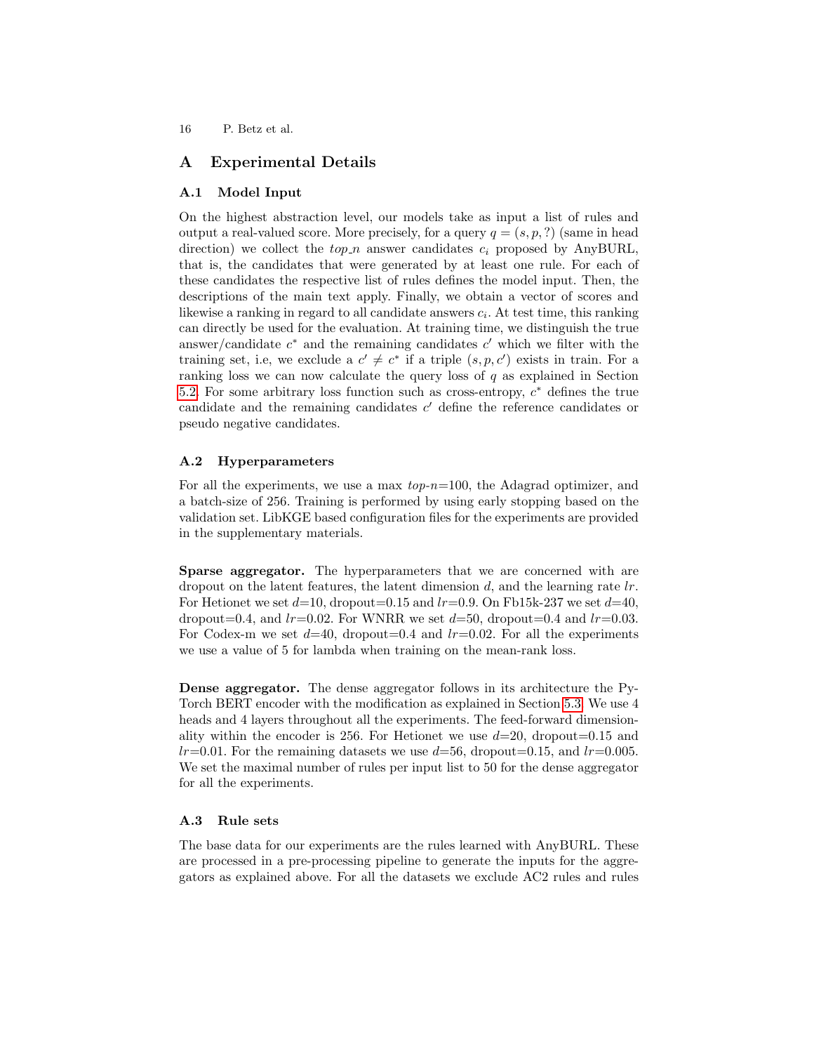# A Experimental Details

## A.1 Model Input

On the highest abstraction level, our models take as input a list of rules and output a real-valued score. More precisely, for a query $q = (s, p, ?)$ (same in head direction) we collect the *top_n* answer candidates $c_i$ proposed by AnyBURL, that is, the candidates that were generated by at least one rule. For each of these candidates the respective list of rules defines the model input. Then, the descriptions of the main text apply. Finally, we obtain a vector of scores and likewise a ranking in regard to all candidate answers $c_i$. At test time, this ranking can directly be used for the evaluation. At training time, we distinguish the true answer/candidate $c^*$ and the remaining candidates $c'$ which we filter with the training set, i.e, we exclude a $c' \neq c^*$ if a triple $(s, p, c')$ exists in train. For a ranking loss we can now calculate the query loss of $q$ as explained in Section 5.2. For some arbitrary loss function such as cross-entropy, $c^*$ defines the true candidate and the remaining candidates $c'$ define the reference candidates or pseudo negative candidates.

## A.2 Hyperparameters

For all the experiments, we use a max *top-n*=100, the Adagrad optimizer, and a batch-size of 256. Training is performed by using early stopping based on the validation set. LibKGE based configuration files for the experiments are provided in the supplementary materials.

**Sparse aggregator.** The hyperparameters that we are concerned with are dropout on the latent features, the latent dimension $d$, and the learning rate $lr$. For Hetionet we set $d$=10, dropout=0.15 and $lr$=0.9. On Fb15k-237 we set $d$=40, dropout=0.4, and $lr$=0.02. For WNRR we set $d$=50, dropout=0.4 and $lr$=0.03. For Codex-m we set $d$=40, dropout=0.4 and $lr$=0.02. For all the experiments we use a value of 5 for lambda when training on the mean-rank loss.

**Dense aggregator.** The dense aggregator follows in its architecture the PyTorch BERT encoder with the modification as explained in Section 5.3. We use 4 heads and 4 layers throughout all the experiments. The feed-forward dimensionality within the encoder is 256. For Hetionet we use $d$=20, dropout=0.15 and $lr$=0.01. For the remaining datasets we use $d$=56, dropout=0.15, and $lr$=0.005. We set the maximal number of rules per input list to 50 for the dense aggregator for all the experiments.

## A.3 Rule sets

The base data for our experiments are the rules learned with AnyBURL. These are processed in a pre-processing pipeline to generate the inputs for the aggregators as explained above. For all the datasets we exclude AC2 rules and rules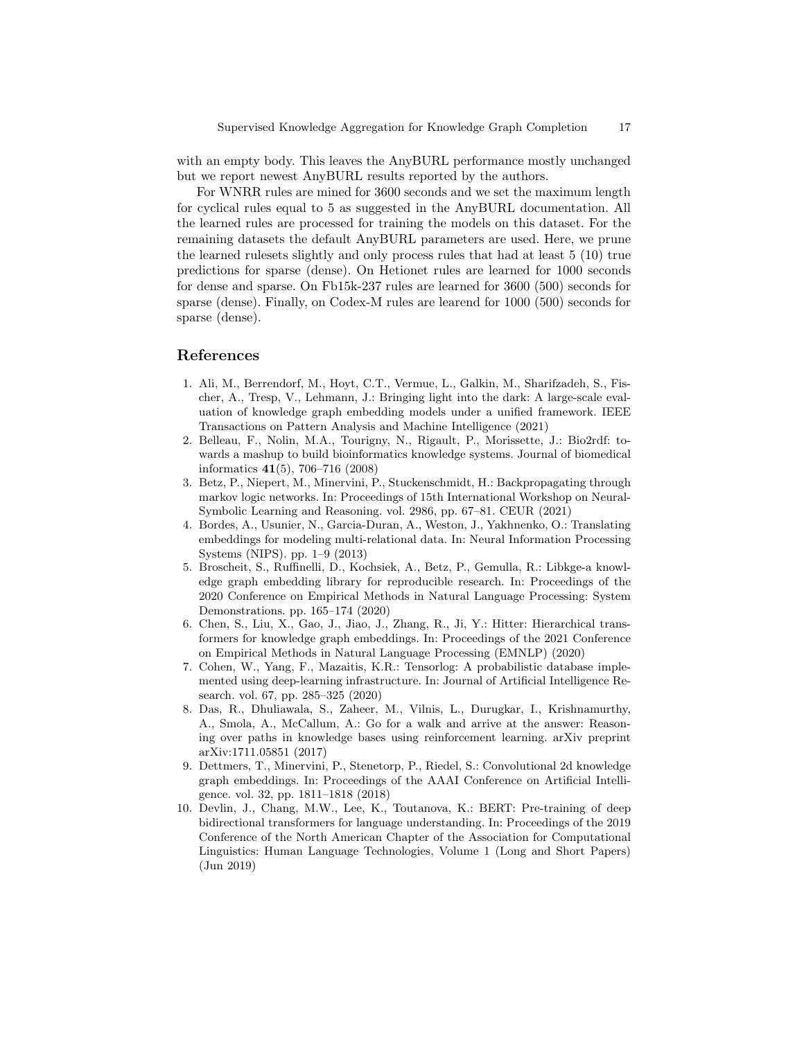with an empty body. This leaves the AnyBURL performance mostly unchanged but we report newest AnyBURL results reported by the authors.

For WNRR rules are mined for 3600 seconds and we set the maximum length for cyclical rules equal to 5 as suggested in the AnyBURL documentation. All the learned rules are processed for training the models on this dataset. For the remaining datasets the default AnyBURL parameters are used. Here, we prune the learned rulesets slightly and only process rules that had at least 5 (10) true predictions for sparse (dense). On Hetionet rules are learned for 1000 seconds for dense and sparse. On Fb15k-237 rules are learned for 3600 (500) seconds for sparse (dense). Finally, on Codex-M rules are learend for 1000 (500) seconds for sparse (dense).

## References

1. Ali, M., Berrendorf, M., Hoyt, C.T., Vermue, L., Galkin, M., Sharifzadeh, S., Fischer, A., Tresp, V., Lehmann, J.: Bringing light into the dark: A large-scale evaluation of knowledge graph embedding models under a unified framework. IEEE Transactions on Pattern Analysis and Machine Intelligence (2021)
2. Belleau, F., Nolin, M.A., Tourigny, N., Rigault, P., Morissette, J.: Bio2rdf: towards a mashup to build bioinformatics knowledge systems. Journal of biomedical informatics **41**(5), 706–716 (2008)
3. Betz, P., Niepert, M., Minervini, P., Stuckenschmidt, H.: Backpropagating through markov logic networks. In: Proceedings of 15th International Workshop on Neural-Symbolic Learning and Reasoning. vol. 2986, pp. 67–81. CEUR (2021)
4. Bordes, A., Usunier, N., Garcia-Duran, A., Weston, J., Yakhnenko, O.: Translating embeddings for modeling multi-relational data. In: Neural Information Processing Systems (NIPS). pp. 1–9 (2013)
5. Broscheit, S., Ruffinelli, D., Kochsiek, A., Betz, P., Gemulla, R.: Libkge-a knowledge graph embedding library for reproducible research. In: Proceedings of the 2020 Conference on Empirical Methods in Natural Language Processing: System Demonstrations. pp. 165–174 (2020)
6. Chen, S., Liu, X., Gao, J., Jiao, J., Zhang, R., Ji, Y.: Hitter: Hierarchical transformers for knowledge graph embeddings. In: Proceedings of the 2021 Conference on Empirical Methods in Natural Language Processing (EMNLP) (2020)
7. Cohen, W., Yang, F., Mazaitis, K.R.: Tensorlog: A probabilistic database implemented using deep-learning infrastructure. In: Journal of Artificial Intelligence Research. vol. 67, pp. 285–325 (2020)
8. Das, R., Dhuliawala, S., Zaheer, M., Vilnis, L., Durugkar, I., Krishnamurthy, A., Smola, A., McCallum, A.: Go for a walk and arrive at the answer: Reasoning over paths in knowledge bases using reinforcement learning. arXiv preprint arXiv:1711.05851 (2017)
9. Dettmers, T., Minervini, P., Stenetorp, P., Riedel, S.: Convolutional 2d knowledge graph embeddings. In: Proceedings of the AAAI Conference on Artificial Intelligence. vol. 32, pp. 1811–1818 (2018)
10. Devlin, J., Chang, M.W., Lee, K., Toutanova, K.: BERT: Pre-training of deep bidirectional transformers for language understanding. In: Proceedings of the 2019 Conference of the North American Chapter of the Association for Computational Linguistics: Human Language Technologies, Volume 1 (Long and Short Papers) (Jun 2019)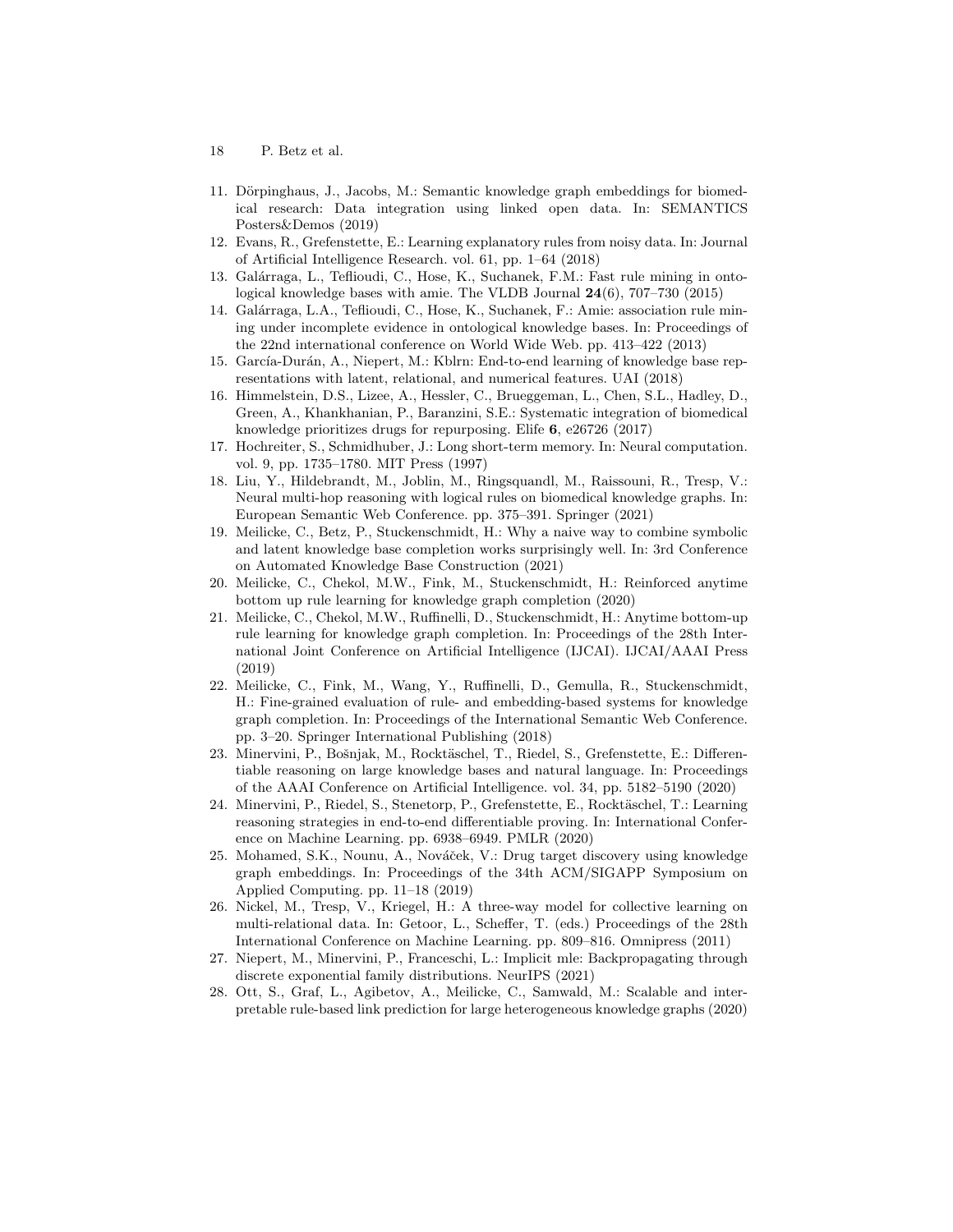11. Dörpinghaus, J., Jacobs, M.: Semantic knowledge graph embeddings for biomedical research: Data integration using linked open data. In: SEMANTICS Posters&Demos (2019)
12. Evans, R., Grefenstette, E.: Learning explanatory rules from noisy data. In: Journal of Artificial Intelligence Research. vol. 61, pp. 1–64 (2018)
13. Galárraga, L., Teflioudi, C., Hose, K., Suchanek, F.M.: Fast rule mining in ontological knowledge bases with amie. The VLDB Journal **24**(6), 707–730 (2015)
14. Galárraga, L.A., Teflioudi, C., Hose, K., Suchanek, F.: Amie: association rule mining under incomplete evidence in ontological knowledge bases. In: Proceedings of the 22nd international conference on World Wide Web. pp. 413–422 (2013)
15. García-Durán, A., Niepert, M.: Kblrn: End-to-end learning of knowledge base representations with latent, relational, and numerical features. UAI (2018)
16. Himmelstein, D.S., Lizee, A., Hessler, C., Brueggeman, L., Chen, S.L., Hadley, D., Green, A., Khankhanian, P., Baranzini, S.E.: Systematic integration of biomedical knowledge prioritizes drugs for repurposing. Elife **6**, e26726 (2017)
17. Hochreiter, S., Schmidhuber, J.: Long short-term memory. In: Neural computation. vol. 9, pp. 1735–1780. MIT Press (1997)
18. Liu, Y., Hildebrandt, M., Joblin, M., Ringsquandl, M., Raissouni, R., Tresp, V.: Neural multi-hop reasoning with logical rules on biomedical knowledge graphs. In: European Semantic Web Conference. pp. 375–391. Springer (2021)
19. Meilicke, C., Betz, P., Stuckenschmidt, H.: Why a naive way to combine symbolic and latent knowledge base completion works surprisingly well. In: 3rd Conference on Automated Knowledge Base Construction (2021)
20. Meilicke, C., Chekol, M.W., Fink, M., Stuckenschmidt, H.: Reinforced anytime bottom up rule learning for knowledge graph completion (2020)
21. Meilicke, C., Chekol, M.W., Ruffinelli, D., Stuckenschmidt, H.: Anytime bottom-up rule learning for knowledge graph completion. In: Proceedings of the 28th International Joint Conference on Artificial Intelligence (IJCAI). IJCAI/AAAI Press (2019)
22. Meilicke, C., Fink, M., Wang, Y., Ruffinelli, D., Gemulla, R., Stuckenschmidt, H.: Fine-grained evaluation of rule- and embedding-based systems for knowledge graph completion. In: Proceedings of the International Semantic Web Conference. pp. 3–20. Springer International Publishing (2018)
23. Minervini, P., Bošnjak, M., Rocktäschel, T., Riedel, S., Grefenstette, E.: Differentiable reasoning on large knowledge bases and natural language. In: Proceedings of the AAAI Conference on Artificial Intelligence. vol. 34, pp. 5182–5190 (2020)
24. Minervini, P., Riedel, S., Stenetorp, P., Grefenstette, E., Rocktäschel, T.: Learning reasoning strategies in end-to-end differentiable proving. In: International Conference on Machine Learning. pp. 6938–6949. PMLR (2020)
25. Mohamed, S.K., Nounu, A., Nováček, V.: Drug target discovery using knowledge graph embeddings. In: Proceedings of the 34th ACM/SIGAPP Symposium on Applied Computing. pp. 11–18 (2019)
26. Nickel, M., Tresp, V., Kriegel, H.: A three-way model for collective learning on multi-relational data. In: Getoor, L., Scheffer, T. (eds.) Proceedings of the 28th International Conference on Machine Learning. pp. 809–816. Omnipress (2011)
27. Niepert, M., Minervini, P., Franceschi, L.: Implicit mle: Backpropagating through discrete exponential family distributions. NeurIPS (2021)
28. Ott, S., Graf, L., Agibetov, A., Meilicke, C., Samwald, M.: Scalable and interpretable rule-based link prediction for large heterogeneous knowledge graphs (2020)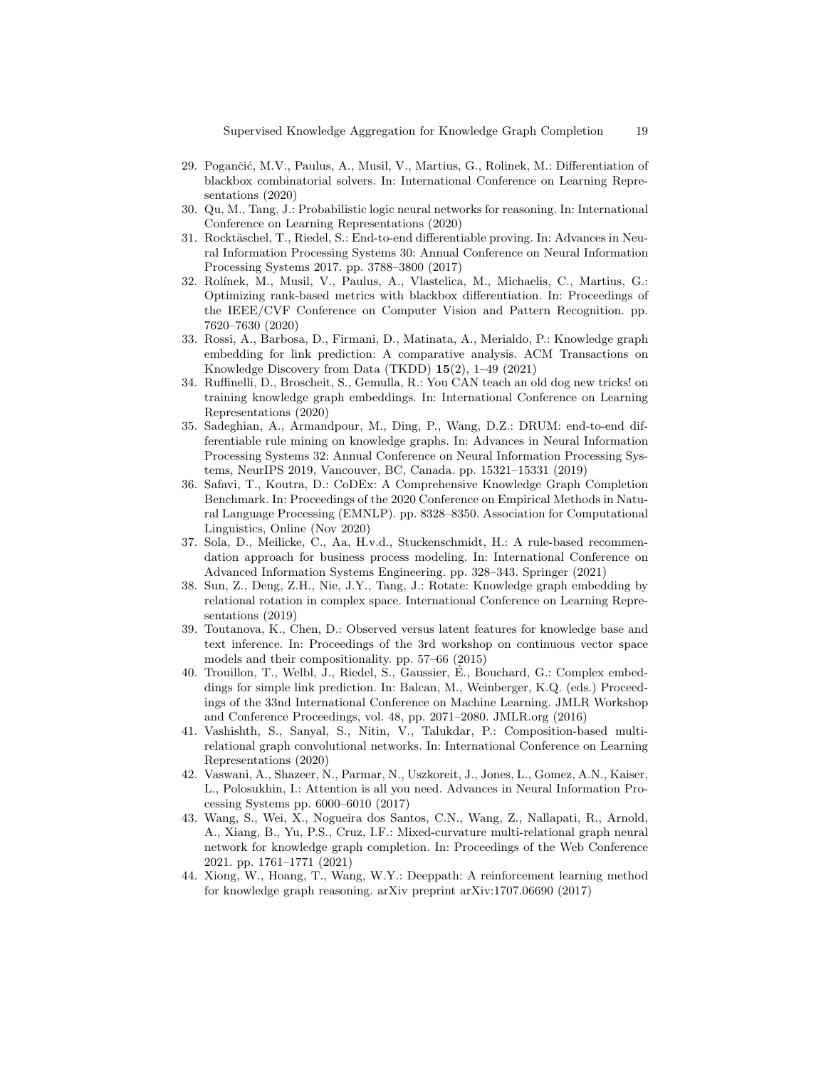29. Pogančić, M.V., Paulus, A., Musil, V., Martius, G., Rolinek, M.: Differentiation of blackbox combinatorial solvers. In: International Conference on Learning Representations (2020)
30. Qu, M., Tang, J.: Probabilistic logic neural networks for reasoning. In: International Conference on Learning Representations (2020)
31. Rocktäschel, T., Riedel, S.: End-to-end differentiable proving. In: Advances in Neural Information Processing Systems 30: Annual Conference on Neural Information Processing Systems 2017. pp. 3788–3800 (2017)
32. Rolínek, M., Musil, V., Paulus, A., Vlastelica, M., Michaelis, C., Martius, G.: Optimizing rank-based metrics with blackbox differentiation. In: Proceedings of the IEEE/CVF Conference on Computer Vision and Pattern Recognition. pp. 7620–7630 (2020)
33. Rossi, A., Barbosa, D., Firmani, D., Matinata, A., Merialdo, P.: Knowledge graph embedding for link prediction: A comparative analysis. ACM Transactions on Knowledge Discovery from Data (TKDD) **15**(2), 1–49 (2021)
34. Ruffinelli, D., Broscheit, S., Gemulla, R.: You CAN teach an old dog new tricks! on training knowledge graph embeddings. In: International Conference on Learning Representations (2020)
35. Sadeghian, A., Armandpour, M., Ding, P., Wang, D.Z.: DRUM: end-to-end differentiable rule mining on knowledge graphs. In: Advances in Neural Information Processing Systems 32: Annual Conference on Neural Information Processing Systems, NeurIPS 2019, Vancouver, BC, Canada. pp. 15321–15331 (2019)
36. Safavi, T., Koutra, D.: CoDEx: A Comprehensive Knowledge Graph Completion Benchmark. In: Proceedings of the 2020 Conference on Empirical Methods in Natural Language Processing (EMNLP). pp. 8328–8350. Association for Computational Linguistics, Online (Nov 2020)
37. Sola, D., Meilicke, C., Aa, H.v.d., Stuckenschmidt, H.: A rule-based recommendation approach for business process modeling. In: International Conference on Advanced Information Systems Engineering. pp. 328–343. Springer (2021)
38. Sun, Z., Deng, Z.H., Nie, J.Y., Tang, J.: Rotate: Knowledge graph embedding by relational rotation in complex space. International Conference on Learning Representations (2019)
39. Toutanova, K., Chen, D.: Observed versus latent features for knowledge base and text inference. In: Proceedings of the 3rd workshop on continuous vector space models and their compositionality. pp. 57–66 (2015)
40. Trouillon, T., Welbl, J., Riedel, S., Gaussier, É., Bouchard, G.: Complex embeddings for simple link prediction. In: Balcan, M., Weinberger, K.Q. (eds.) Proceedings of the 33nd International Conference on Machine Learning. JMLR Workshop and Conference Proceedings, vol. 48, pp. 2071–2080. JMLR.org (2016)
41. Vashishth, S., Sanyal, S., Nitin, V., Talukdar, P.: Composition-based multi-relational graph convolutional networks. In: International Conference on Learning Representations (2020)
42. Vaswani, A., Shazeer, N., Parmar, N., Uszkoreit, J., Jones, L., Gomez, A.N., Kaiser, L., Polosukhin, I.: Attention is all you need. Advances in Neural Information Processing Systems pp. 6000–6010 (2017)
43. Wang, S., Wei, X., Nogueira dos Santos, C.N., Wang, Z., Nallapati, R., Arnold, A., Xiang, B., Yu, P.S., Cruz, I.F.: Mixed-curvature multi-relational graph neural network for knowledge graph completion. In: Proceedings of the Web Conference 2021. pp. 1761–1771 (2021)
44. Xiong, W., Hoang, T., Wang, W.Y.: Deeppath: A reinforcement learning method for knowledge graph reasoning. arXiv preprint arXiv:1707.06690 (2017)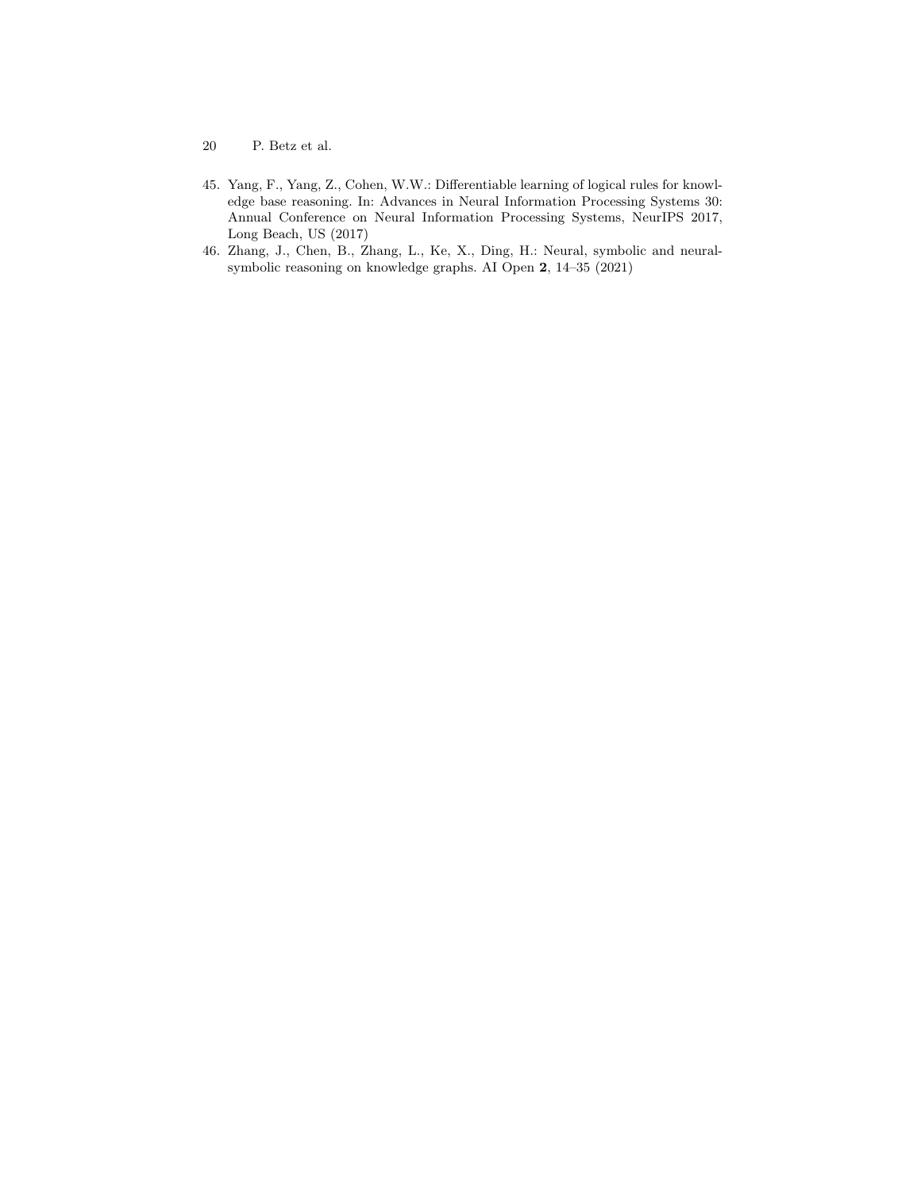45. Yang, F., Yang, Z., Cohen, W.W.: Differentiable learning of logical rules for knowledge base reasoning. In: Advances in Neural Information Processing Systems 30: Annual Conference on Neural Information Processing Systems, NeurIPS 2017, Long Beach, US (2017)
46. Zhang, J., Chen, B., Zhang, L., Ke, X., Ding, H.: Neural, symbolic and neural-symbolic reasoning on knowledge graphs. AI Open **2**, 14–35 (2021)